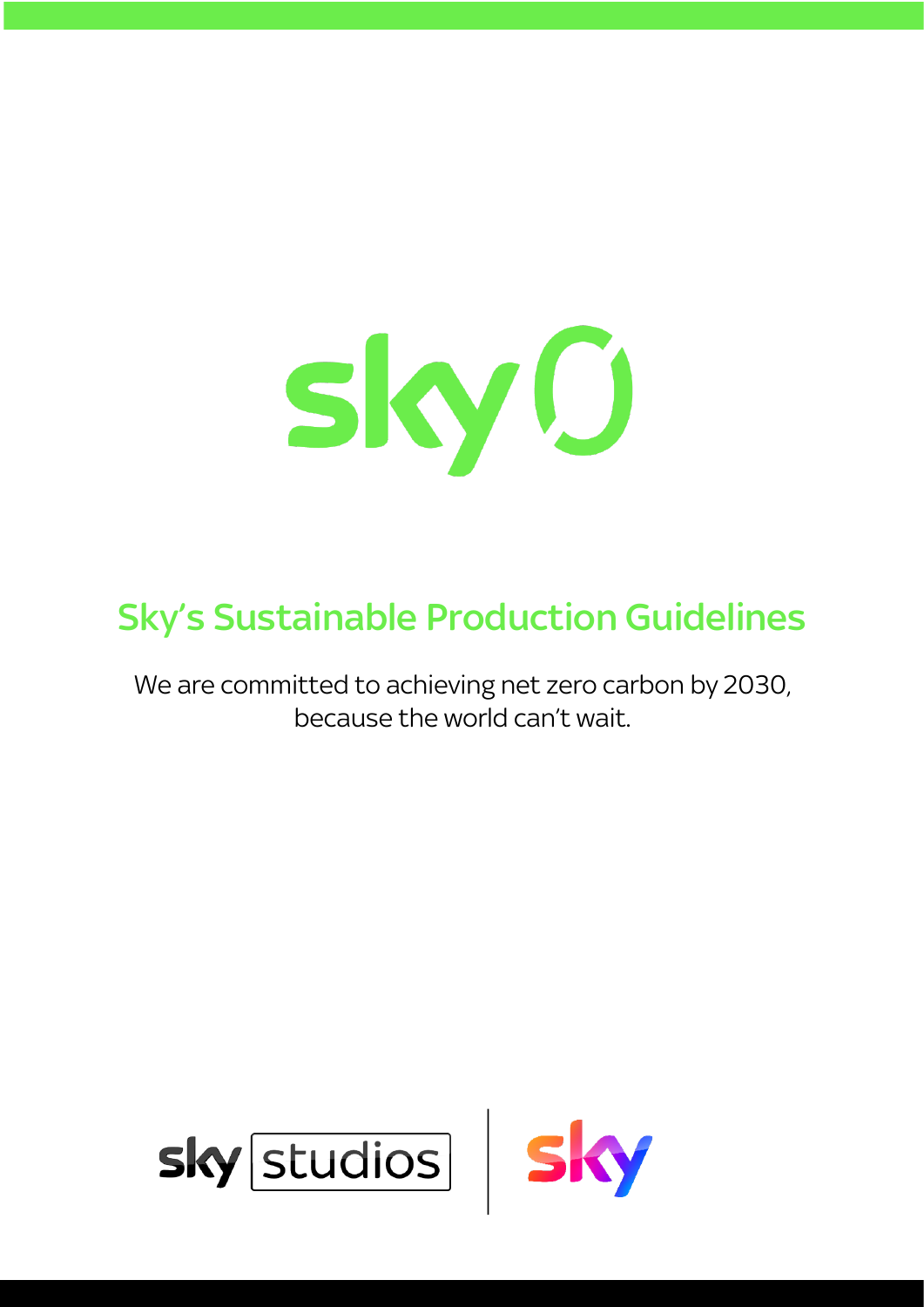# Sky's Sustainable Production Guidelines

We are committed to achieving net zero carbon by 2030, because the world can't wait.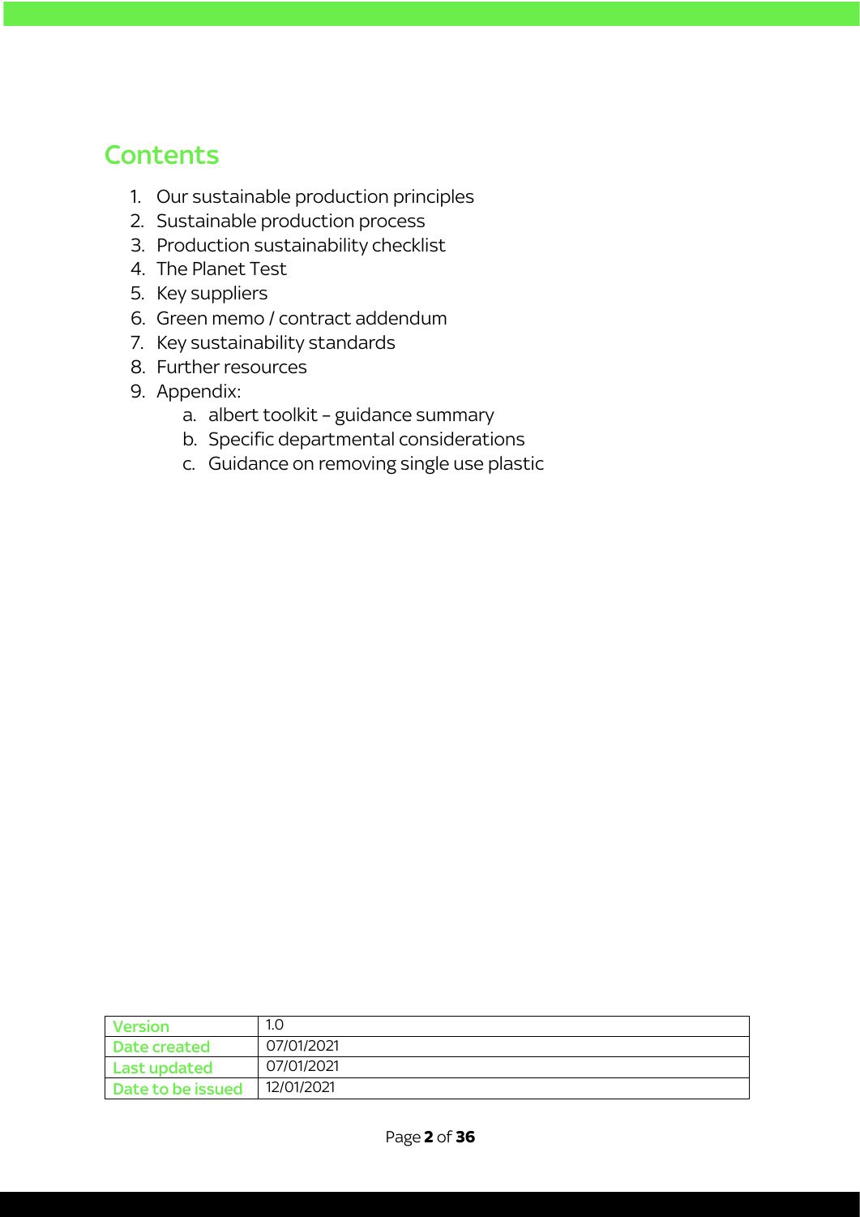## Contents

1. Our sustainable production principles
2. Sustainable production process
3. Production sustainability checklist
4. The Planet Test
5. Key suppliers
6. Green memo / contract addendum
7. Key sustainability standards
8. Further resources
9. Appendix:
    a. albert toolkit – guidance summary
    b. Specific departmental considerations
    c. Guidance on removing single use plastic

| Version | 1.0 |
|---|---|
| Date created | 07/01/2021 |
| Last updated | 07/01/2021 |
| Date to be issued | 12/01/2021 |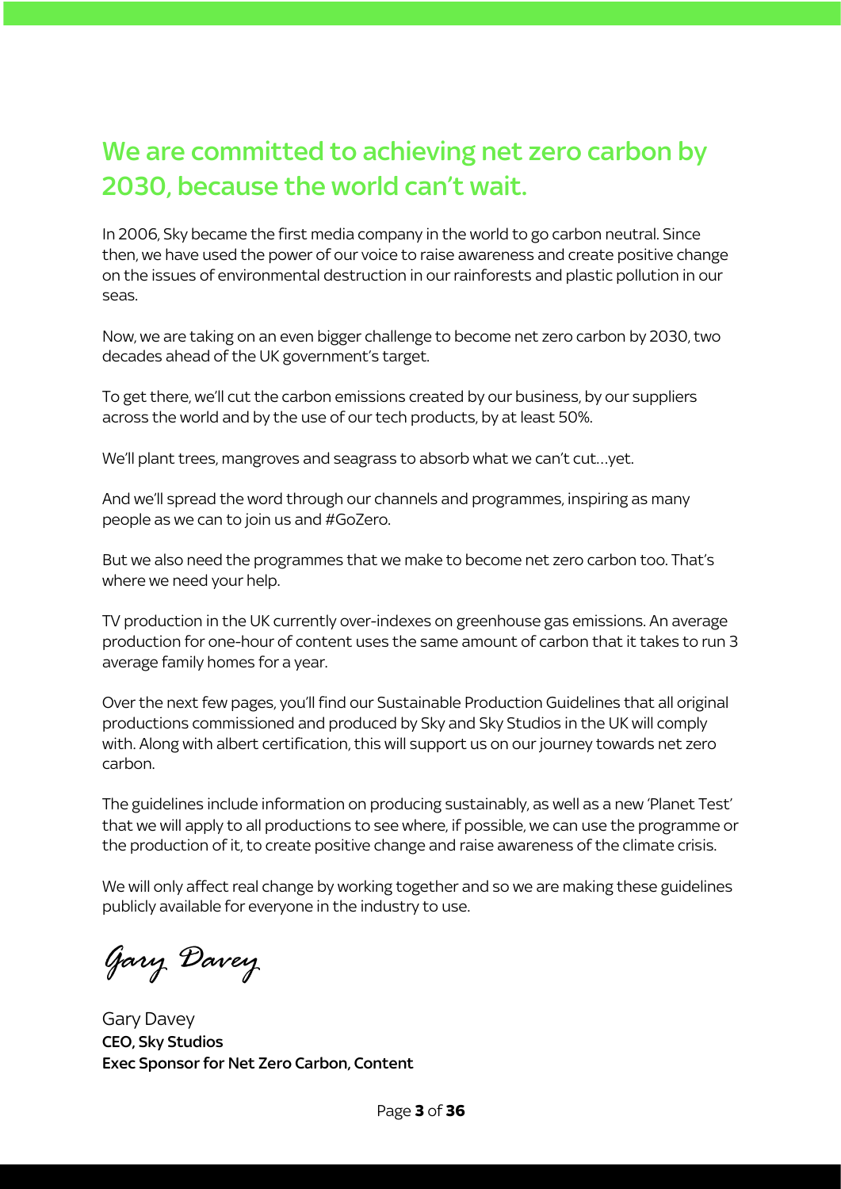## We are committed to achieving net zero carbon by 2030, because the world can't wait.

In 2006, Sky became the first media company in the world to go carbon neutral. Since then, we have used the power of our voice to raise awareness and create positive change on the issues of environmental destruction in our rainforests and plastic pollution in our seas.

Now, we are taking on an even bigger challenge to become net zero carbon by 2030, two decades ahead of the UK government's target.

To get there, we'll cut the carbon emissions created by our business, by our suppliers across the world and by the use of our tech products, by at least 50%.

We'll plant trees, mangroves and seagrass to absorb what we can't cut…yet.

And we'll spread the word through our channels and programmes, inspiring as many people as we can to join us and #GoZero.

But we also need the programmes that we make to become net zero carbon too. That's where we need your help.

TV production in the UK currently over-indexes on greenhouse gas emissions. An average production for one-hour of content uses the same amount of carbon that it takes to run 3 average family homes for a year.

Over the next few pages, you'll find our Sustainable Production Guidelines that all original productions commissioned and produced by Sky and Sky Studios in the UK will comply with. Along with albert certification, this will support us on our journey towards net zero carbon.

The guidelines include information on producing sustainably, as well as a new 'Planet Test' that we will apply to all productions to see where, if possible, we can use the programme or the production of it, to create positive change and raise awareness of the climate crisis.

We will only affect real change by working together and so we are making these guidelines publicly available for everyone in the industry to use.

*Gary Davey*

Gary Davey
**CEO, Sky Studios**
**Exec Sponsor for Net Zero Carbon, Content**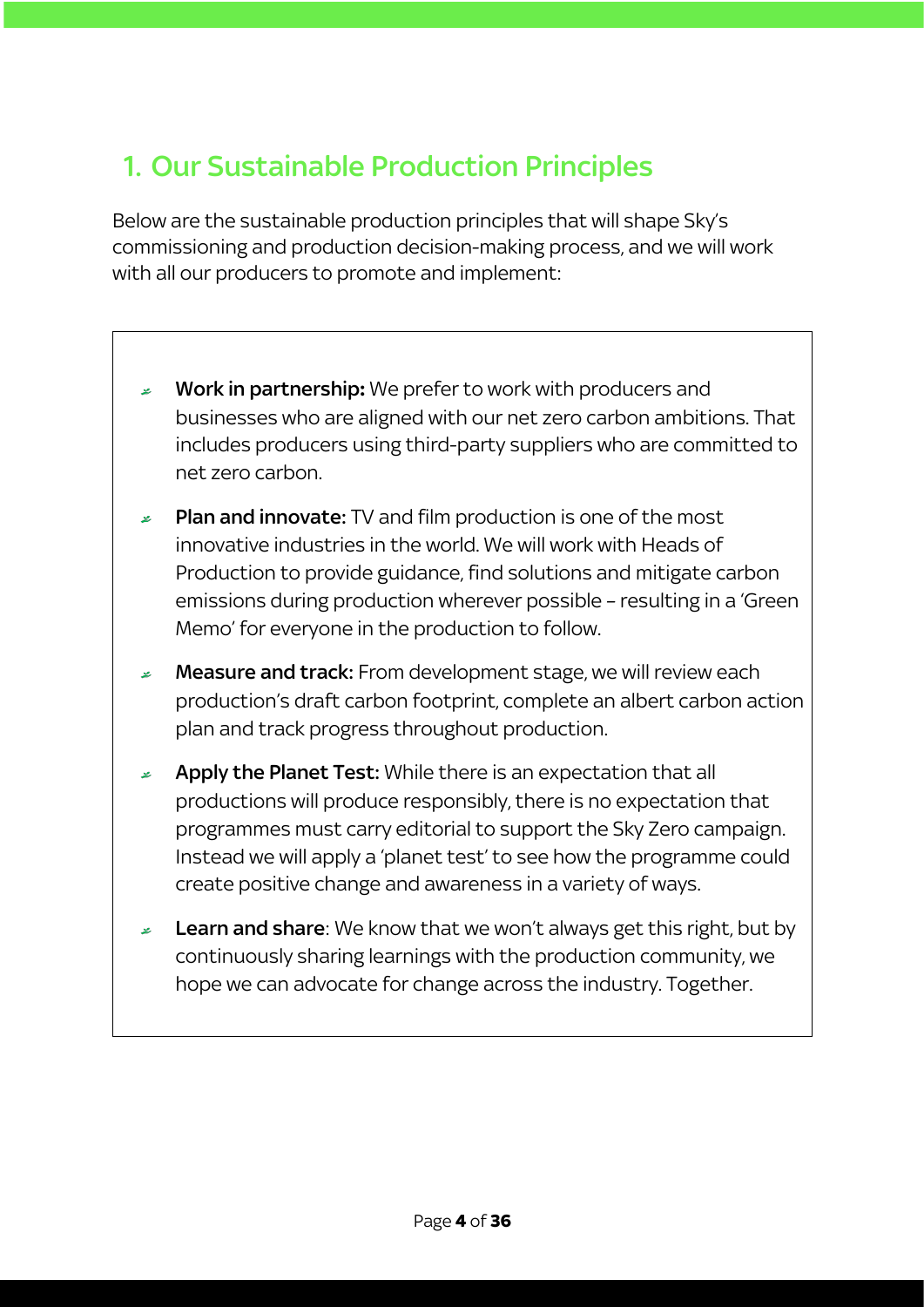## 1. Our Sustainable Production Principles

Below are the sustainable production principles that will shape Sky's commissioning and production decision-making process, and we will work with all our producers to promote and implement:

- **Work in partnership:** We prefer to work with producers and businesses who are aligned with our net zero carbon ambitions. That includes producers using third-party suppliers who are committed to net zero carbon.
- **Plan and innovate:** TV and film production is one of the most innovative industries in the world. We will work with Heads of Production to provide guidance, find solutions and mitigate carbon emissions during production wherever possible – resulting in a 'Green Memo' for everyone in the production to follow.
- **Measure and track:** From development stage, we will review each production's draft carbon footprint, complete an albert carbon action plan and track progress throughout production.
- **Apply the Planet Test:** While there is an expectation that all productions will produce responsibly, there is no expectation that programmes must carry editorial to support the Sky Zero campaign. Instead we will apply a 'planet test' to see how the programme could create positive change and awareness in a variety of ways.
- **Learn and share**: We know that we won't always get this right, but by continuously sharing learnings with the production community, we hope we can advocate for change across the industry. Together.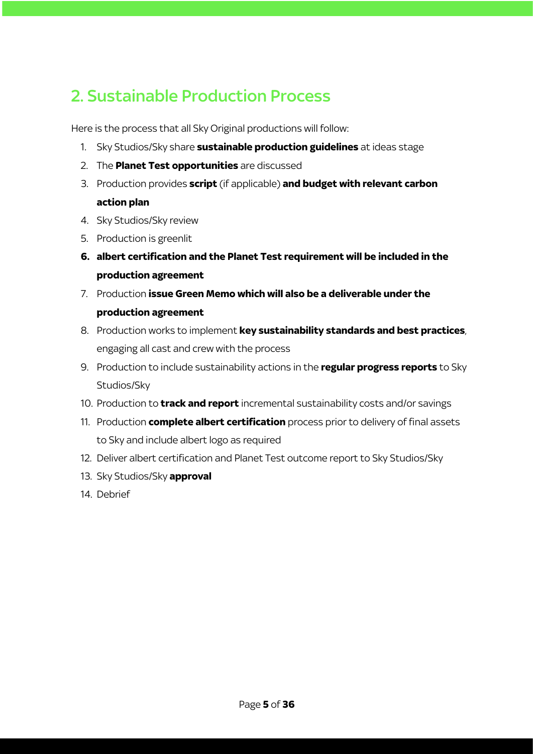## 2. Sustainable Production Process

Here is the process that all Sky Original productions will follow:

1. Sky Studios/Sky share **sustainable production guidelines** at ideas stage
2. The **Planet Test opportunities** are discussed
3. Production provides **script** (if applicable) **and budget with relevant carbon action plan**
4. Sky Studios/Sky review
5. Production is greenlit
6. **albert certification and the Planet Test requirement will be included in the production agreement**
7. Production **issue Green Memo which will also be a deliverable under the production agreement**
8. Production works to implement **key sustainability standards and best practices**, engaging all cast and crew with the process
9. Production to include sustainability actions in the **regular progress reports** to Sky Studios/Sky
10. Production to **track and report** incremental sustainability costs and/or savings
11. Production **complete albert certification** process prior to delivery of final assets to Sky and include albert logo as required
12. Deliver albert certification and Planet Test outcome report to Sky Studios/Sky
13. Sky Studios/Sky **approval**
14. Debrief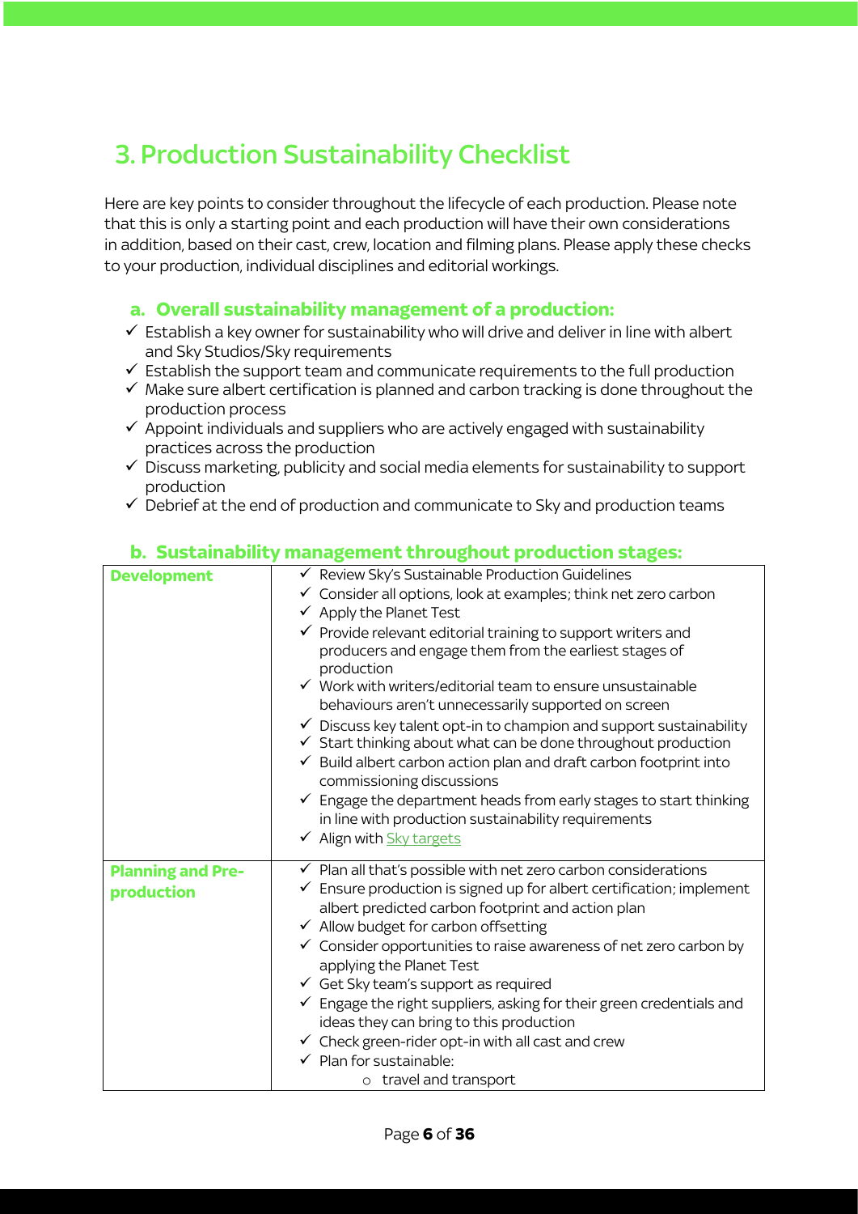## 3. Production Sustainability Checklist

Here are key points to consider throughout the lifecycle of each production. Please note that this is only a starting point and each production will have their own considerations in addition, based on their cast, crew, location and filming plans. Please apply these checks to your production, individual disciplines and editorial workings.

### a. Overall sustainability management of a production:

- ✓ Establish a key owner for sustainability who will drive and deliver in line with albert and Sky Studios/Sky requirements
- ✓ Establish the support team and communicate requirements to the full production
- ✓ Make sure albert certification is planned and carbon tracking is done throughout the production process
- ✓ Appoint individuals and suppliers who are actively engaged with sustainability practices across the production
- ✓ Discuss marketing, publicity and social media elements for sustainability to support production
- ✓ Debrief at the end of production and communicate to Sky and production teams

### b. Sustainability management throughout production stages:

| | |
|---|---|
| **Development** | ✓ Review Sky's Sustainable Production Guidelines<br>✓ Consider all options, look at examples; think net zero carbon<br>✓ Apply the Planet Test<br>✓ Provide relevant editorial training to support writers and producers and engage them from the earliest stages of production<br>✓ Work with writers/editorial team to ensure unsustainable behaviours aren't unnecessarily supported on screen<br>✓ Discuss key talent opt-in to champion and support sustainability<br>✓ Start thinking about what can be done throughout production<br>✓ Build albert carbon action plan and draft carbon footprint into commissioning discussions<br>✓ Engage the department heads from early stages to start thinking in line with production sustainability requirements<br>✓ Align with Sky targets |
| **Planning and Pre-production** | ✓ Plan all that's possible with net zero carbon considerations<br>✓ Ensure production is signed up for albert certification; implement albert predicted carbon footprint and action plan<br>✓ Allow budget for carbon offsetting<br>✓ Consider opportunities to raise awareness of net zero carbon by applying the Planet Test<br>✓ Get Sky team's support as required<br>✓ Engage the right suppliers, asking for their green credentials and ideas they can bring to this production<br>✓ Check green-rider opt-in with all cast and crew<br>✓ Plan for sustainable:<br>o travel and transport |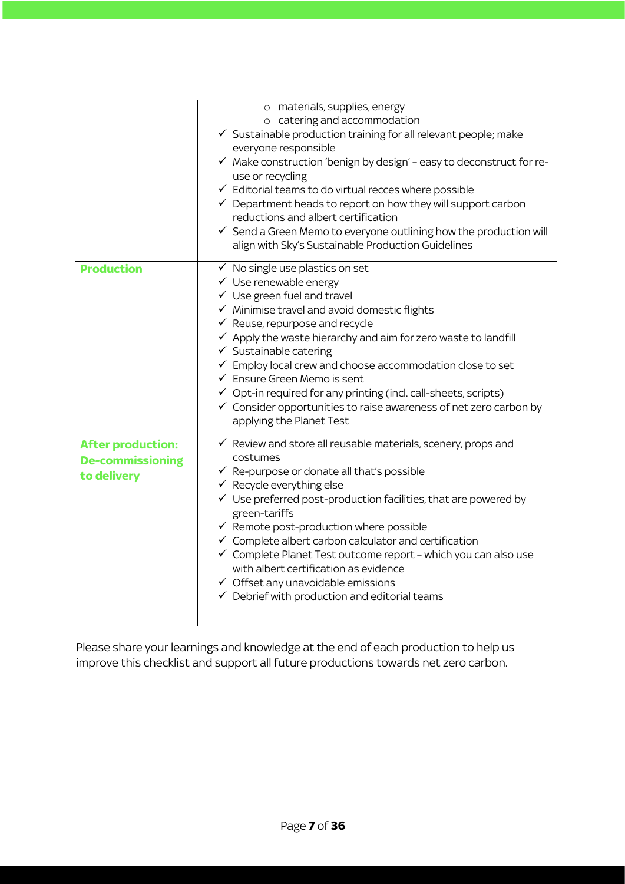| | |
|---|---|
| | ○ materials, supplies, energy<br>○ catering and accommodation<br>✓ Sustainable production training for all relevant people; make everyone responsible<br>✓ Make construction 'benign by design' – easy to deconstruct for re-use or recycling<br>✓ Editorial teams to do virtual recces where possible<br>✓ Department heads to report on how they will support carbon reductions and albert certification<br>✓ Send a Green Memo to everyone outlining how the production will align with Sky's Sustainable Production Guidelines |
| **Production** | ✓ No single use plastics on set<br>✓ Use renewable energy<br>✓ Use green fuel and travel<br>✓ Minimise travel and avoid domestic flights<br>✓ Reuse, repurpose and recycle<br>✓ Apply the waste hierarchy and aim for zero waste to landfill<br>✓ Sustainable catering<br>✓ Employ local crew and choose accommodation close to set<br>✓ Ensure Green Memo is sent<br>✓ Opt-in required for any printing (incl. call-sheets, scripts)<br>✓ Consider opportunities to raise awareness of net zero carbon by applying the Planet Test |
| **After production: De-commissioning to delivery** | ✓ Review and store all reusable materials, scenery, props and costumes<br>✓ Re-purpose or donate all that's possible<br>✓ Recycle everything else<br>✓ Use preferred post-production facilities, that are powered by green-tariffs<br>✓ Remote post-production where possible<br>✓ Complete albert carbon calculator and certification<br>✓ Complete Planet Test outcome report – which you can also use with albert certification as evidence<br>✓ Offset any unavoidable emissions<br>✓ Debrief with production and editorial teams |

Please share your learnings and knowledge at the end of each production to help us improve this checklist and support all future productions towards net zero carbon.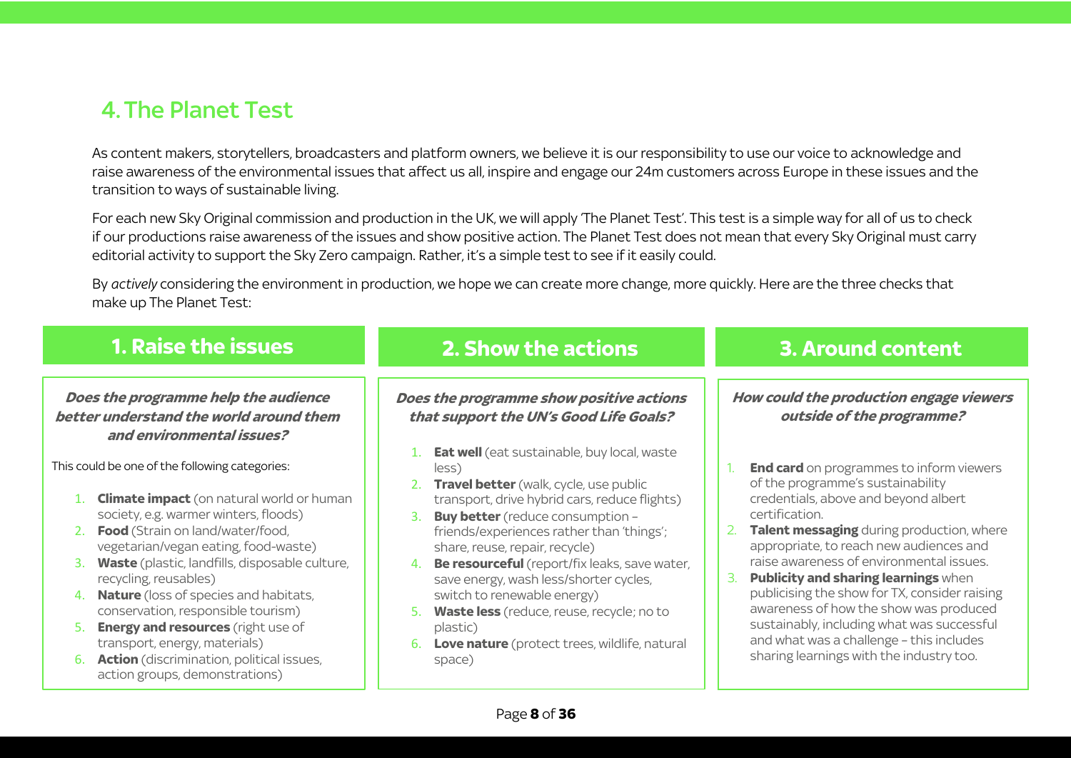## 4. The Planet Test

As content makers, storytellers, broadcasters and platform owners, we believe it is our responsibility to use our voice to acknowledge and raise awareness of the environmental issues that affect us all, inspire and engage our 24m customers across Europe in these issues and the transition to ways of sustainable living.

For each new Sky Original commission and production in the UK, we will apply 'The Planet Test'. This test is a simple way for all of us to check if our productions raise awareness of the issues and show positive action. The Planet Test does not mean that every Sky Original must carry editorial activity to support the Sky Zero campaign. Rather, it's a simple test to see if it easily could.

By *actively* considering the environment in production, we hope we can create more change, more quickly. Here are the three checks that make up The Planet Test:

### 1. Raise the issues

***Does the programme help the audience better understand the world around them and environmental issues?***

This could be one of the following categories:

1. **Climate impact** (on natural world or human society, e.g. warmer winters, floods)
2. **Food** (Strain on land/water/food, vegetarian/vegan eating, food-waste)
3. **Waste** (plastic, landfills, disposable culture, recycling, reusables)
4. **Nature** (loss of species and habitats, conservation, responsible tourism)
5. **Energy and resources** (right use of transport, energy, materials)
6. **Action** (discrimination, political issues, action groups, demonstrations)

### 2. Show the actions

***Does the programme show positive actions that support the UN's Good Life Goals?***

1. **Eat well** (eat sustainable, buy local, waste less)
2. **Travel better** (walk, cycle, use public transport, drive hybrid cars, reduce flights)
3. **Buy better** (reduce consumption – friends/experiences rather than 'things'; share, reuse, repair, recycle)
4. **Be resourceful** (report/fix leaks, save water, save energy, wash less/shorter cycles, switch to renewable energy)
5. **Waste less** (reduce, reuse, recycle; no to plastic)
6. **Love nature** (protect trees, wildlife, natural space)

### 3. Around content

***How could the production engage viewers outside of the programme?***

1. **End card** on programmes to inform viewers of the programme's sustainability credentials, above and beyond albert certification.
2. **Talent messaging** during production, where appropriate, to reach new audiences and raise awareness of environmental issues.
3. **Publicity and sharing learnings** when publicising the show for TX, consider raising awareness of how the show was produced sustainably, including what was successful and what was a challenge – this includes sharing learnings with the industry too.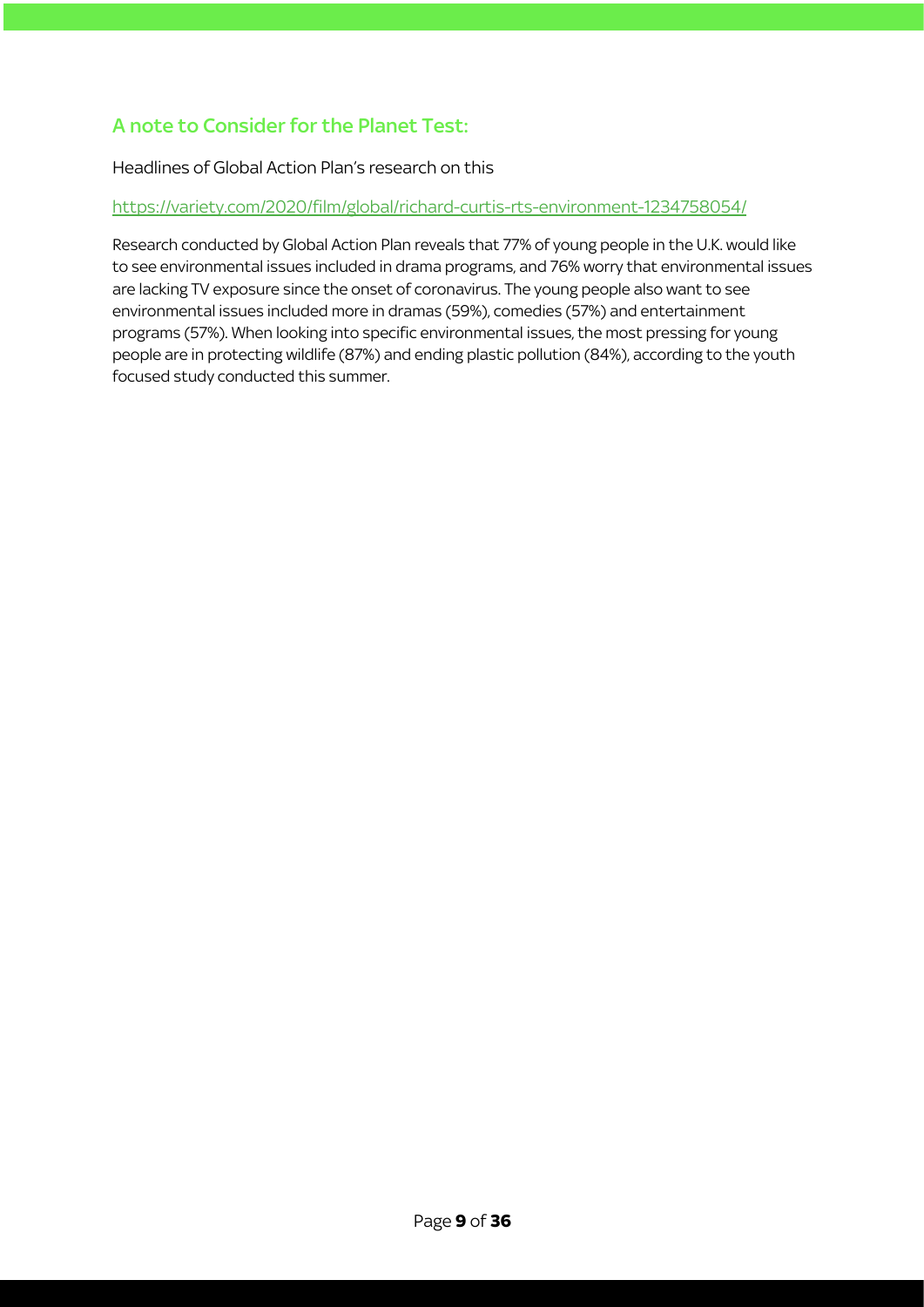## A note to Consider for the Planet Test:

Headlines of Global Action Plan's research on this

https://variety.com/2020/film/global/richard-curtis-rts-environment-1234758054/

Research conducted by Global Action Plan reveals that 77% of young people in the U.K. would like to see environmental issues included in drama programs, and 76% worry that environmental issues are lacking TV exposure since the onset of coronavirus. The young people also want to see environmental issues included more in dramas (59%), comedies (57%) and entertainment programs (57%). When looking into specific environmental issues, the most pressing for young people are in protecting wildlife (87%) and ending plastic pollution (84%), according to the youth focused study conducted this summer.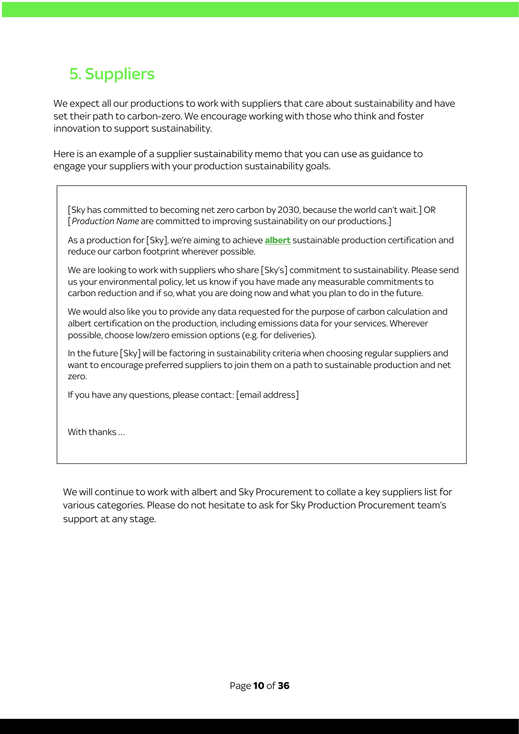## 5. Suppliers

We expect all our productions to work with suppliers that care about sustainability and have set their path to carbon-zero. We encourage working with those who think and foster innovation to support sustainability.

Here is an example of a supplier sustainability memo that you can use as guidance to engage your suppliers with your production sustainability goals.

> [Sky has committed to becoming net zero carbon by 2030, because the world can't wait.] OR [*Production Name* are committed to improving sustainability on our productions.]
>
> As a production for [Sky], we're aiming to achieve **albert** sustainable production certification and reduce our carbon footprint wherever possible.
>
> We are looking to work with suppliers who share [Sky's] commitment to sustainability. Please send us your environmental policy, let us know if you have made any measurable commitments to carbon reduction and if so, what you are doing now and what you plan to do in the future.
>
> We would also like you to provide any data requested for the purpose of carbon calculation and albert certification on the production, including emissions data for your services. Wherever possible, choose low/zero emission options (e.g. for deliveries).
>
> In the future [Sky] will be factoring in sustainability criteria when choosing regular suppliers and want to encourage preferred suppliers to join them on a path to sustainable production and net zero.
>
> If you have any questions, please contact: [email address]
>
> With thanks …

We will continue to work with albert and Sky Procurement to collate a key suppliers list for various categories. Please do not hesitate to ask for Sky Production Procurement team's support at any stage.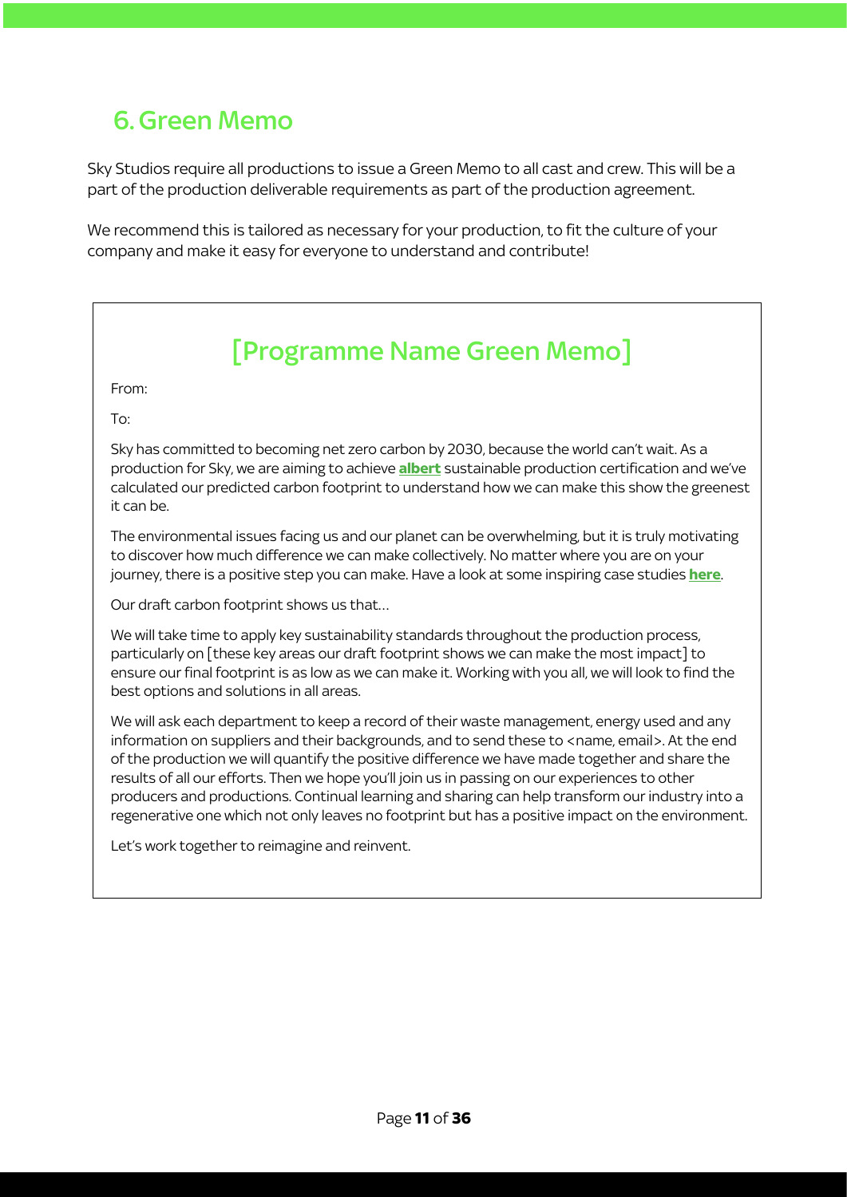## 6. Green Memo

Sky Studios require all productions to issue a Green Memo to all cast and crew. This will be a part of the production deliverable requirements as part of the production agreement.

We recommend this is tailored as necessary for your production, to fit the culture of your company and make it easy for everyone to understand and contribute!

### [Programme Name Green Memo]

From:

To:

Sky has committed to becoming net zero carbon by 2030, because the world can't wait. As a production for Sky, we are aiming to achieve **albert** sustainable production certification and we've calculated our predicted carbon footprint to understand how we can make this show the greenest it can be.

The environmental issues facing us and our planet can be overwhelming, but it is truly motivating to discover how much difference we can make collectively. No matter where you are on your journey, there is a positive step you can make. Have a look at some inspiring case studies **here**.

Our draft carbon footprint shows us that…

We will take time to apply key sustainability standards throughout the production process, particularly on [these key areas our draft footprint shows we can make the most impact] to ensure our final footprint is as low as we can make it. Working with you all, we will look to find the best options and solutions in all areas.

We will ask each department to keep a record of their waste management, energy used and any information on suppliers and their backgrounds, and to send these to <name, email>. At the end of the production we will quantify the positive difference we have made together and share the results of all our efforts. Then we hope you'll join us in passing on our experiences to other producers and productions. Continual learning and sharing can help transform our industry into a regenerative one which not only leaves no footprint but has a positive impact on the environment.

Let's work together to reimagine and reinvent.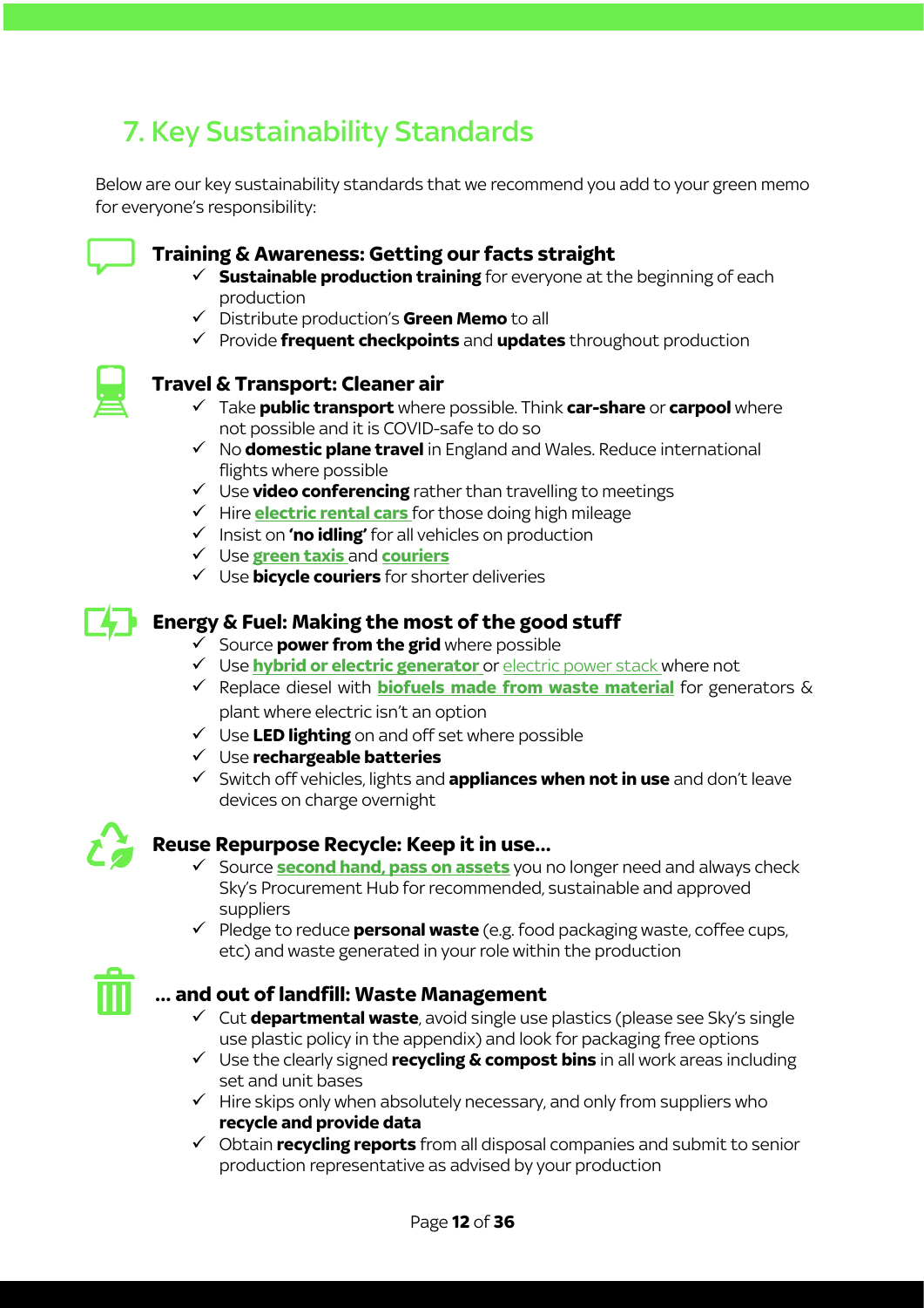## 7. Key Sustainability Standards

Below are our key sustainability standards that we recommend you add to your green memo for everyone's responsibility:

### Training & Awareness: Getting our facts straight

- ✓ **Sustainable production training** for everyone at the beginning of each production
- ✓ Distribute production's **Green Memo** to all
- ✓ Provide **frequent checkpoints** and **updates** throughout production

### Travel & Transport: Cleaner air

- ✓ Take **public transport** where possible. Think **car-share** or **carpool** where not possible and it is COVID-safe to do so
- ✓ No **domestic plane travel** in England and Wales. Reduce international flights where possible
- ✓ Use **video conferencing** rather than travelling to meetings
- ✓ Hire **electric rental cars** for those doing high mileage
- ✓ Insist on **'no idling'** for all vehicles on production
- ✓ Use **green taxis** and **couriers**
- ✓ Use **bicycle couriers** for shorter deliveries

### Energy & Fuel: Making the most of the good stuff

- ✓ Source **power from the grid** where possible
- ✓ Use **hybrid or electric generator** or electric power stack where not
- ✓ Replace diesel with **biofuels made from waste material** for generators & plant where electric isn't an option
- ✓ Use **LED lighting** on and off set where possible
- ✓ Use **rechargeable batteries**
- ✓ Switch off vehicles, lights and **appliances when not in use** and don't leave devices on charge overnight

### Reuse Repurpose Recycle: Keep it in use…

- ✓ Source **second hand, pass on assets** you no longer need and always check Sky's Procurement Hub for recommended, sustainable and approved suppliers
- ✓ Pledge to reduce **personal waste** (e.g. food packaging waste, coffee cups, etc) and waste generated in your role within the production

### … and out of landfill: Waste Management

- ✓ Cut **departmental waste**, avoid single use plastics (please see Sky's single use plastic policy in the appendix) and look for packaging free options
- ✓ Use the clearly signed **recycling & compost bins** in all work areas including set and unit bases
- ✓ Hire skips only when absolutely necessary, and only from suppliers who **recycle and provide data**
- ✓ Obtain **recycling reports** from all disposal companies and submit to senior production representative as advised by your production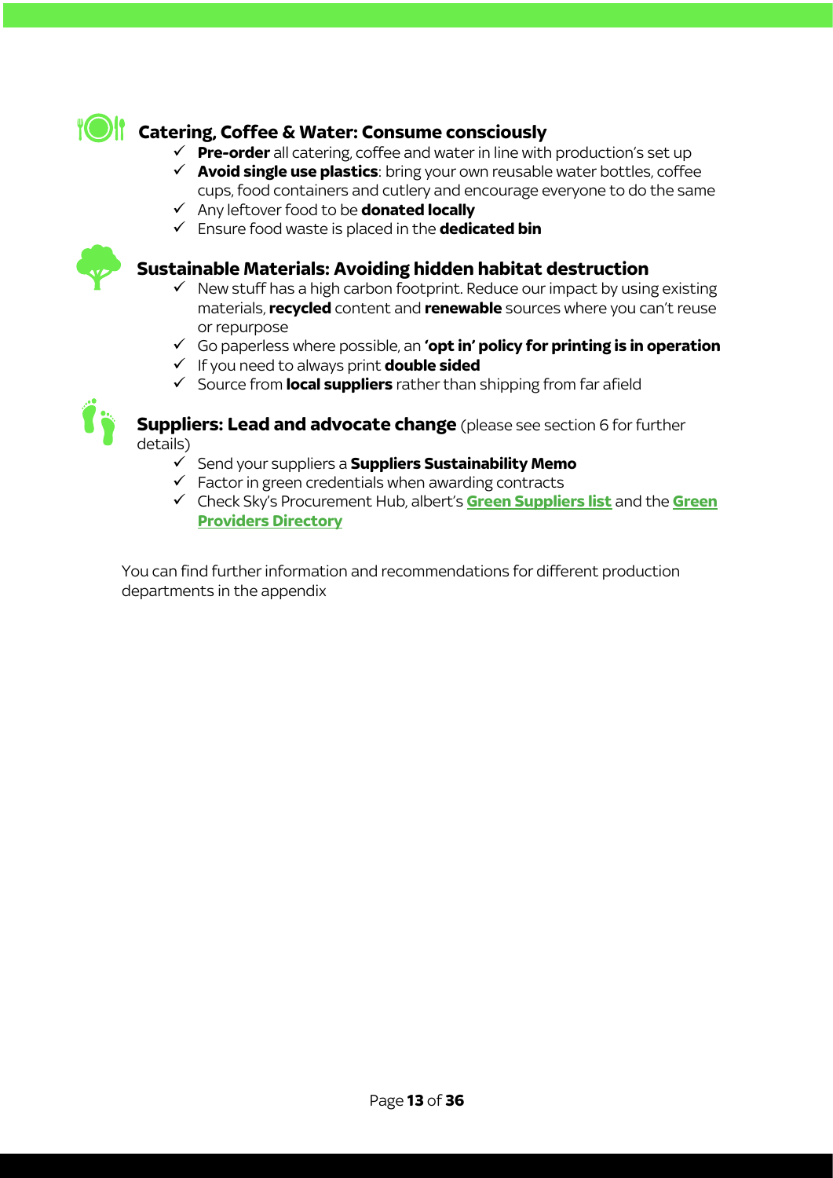### Catering, Coffee & Water: Consume consciously

- ✓ **Pre-order** all catering, coffee and water in line with production's set up
- ✓ **Avoid single use plastics**: bring your own reusable water bottles, coffee cups, food containers and cutlery and encourage everyone to do the same
- ✓ Any leftover food to be **donated locally**
- ✓ Ensure food waste is placed in the **dedicated bin**

### Sustainable Materials: Avoiding hidden habitat destruction

- ✓ New stuff has a high carbon footprint. Reduce our impact by using existing materials, **recycled** content and **renewable** sources where you can't reuse or repurpose
- ✓ Go paperless where possible, an **'opt in' policy for printing is in operation**
- ✓ If you need to always print **double sided**
- ✓ Source from **local suppliers** rather than shipping from far afield

### Suppliers: Lead and advocate change (please see section 6 for further details)

- ✓ Send your suppliers a **Suppliers Sustainability Memo**
- ✓ Factor in green credentials when awarding contracts
- ✓ Check Sky's Procurement Hub, albert's **Green Suppliers list** and the **Green Providers Directory**

You can find further information and recommendations for different production departments in the appendix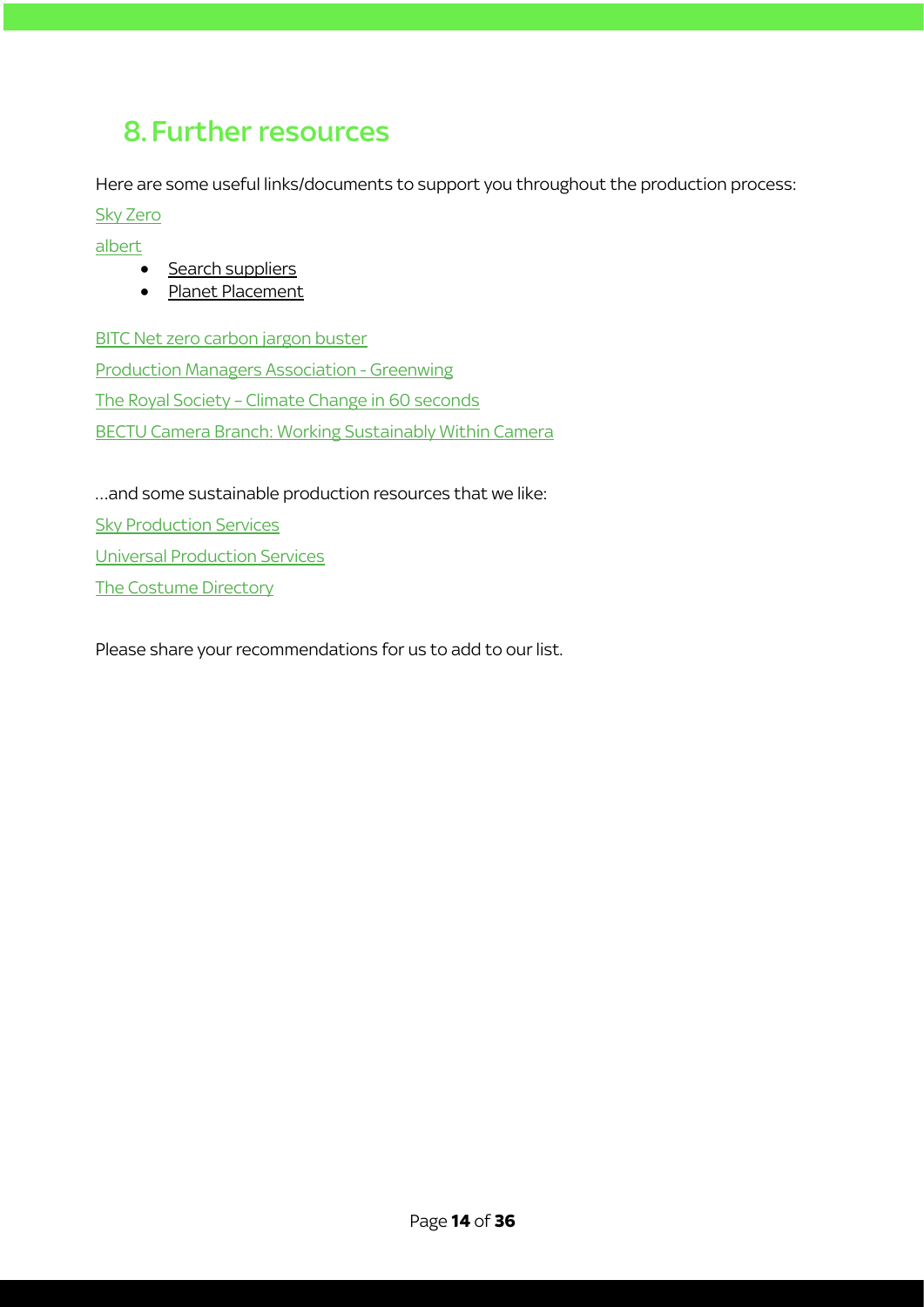## 8. Further resources

Here are some useful links/documents to support you throughout the production process:

Sky Zero

albert

- Search suppliers
- Planet Placement

BITC Net zero carbon jargon buster

Production Managers Association - Greenwing

The Royal Society – Climate Change in 60 seconds

BECTU Camera Branch: Working Sustainably Within Camera

…and some sustainable production resources that we like:

Sky Production Services

Universal Production Services

The Costume Directory

Please share your recommendations for us to add to our list.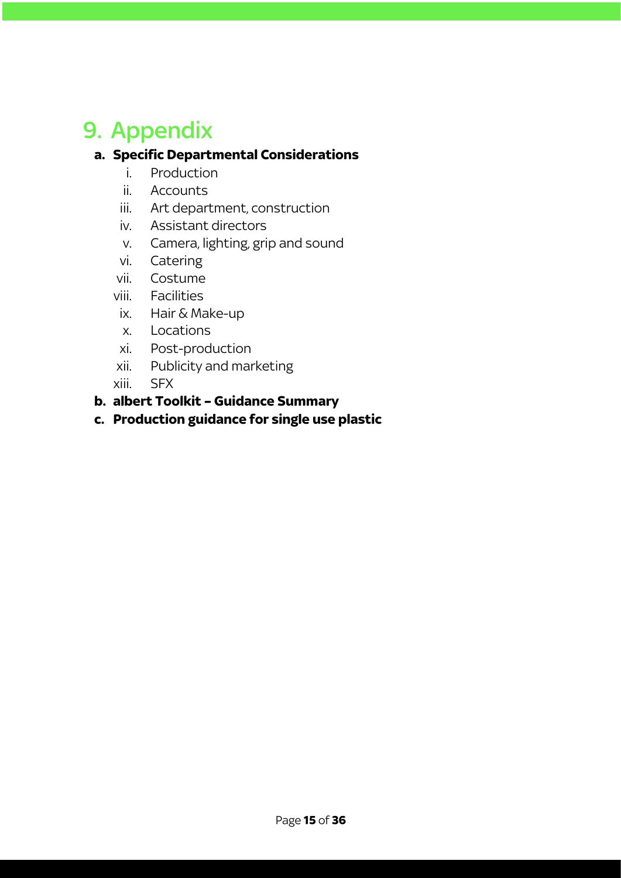# 9. Appendix

**a. Specific Departmental Considerations**

i. Production
ii. Accounts
iii. Art department, construction
iv. Assistant directors
v. Camera, lighting, grip and sound
vi. Catering
vii. Costume
viii. Facilities
ix. Hair & Make-up
x. Locations
xi. Post-production
xii. Publicity and marketing
xiii. SFX

**b. albert Toolkit – Guidance Summary**

**c. Production guidance for single use plastic**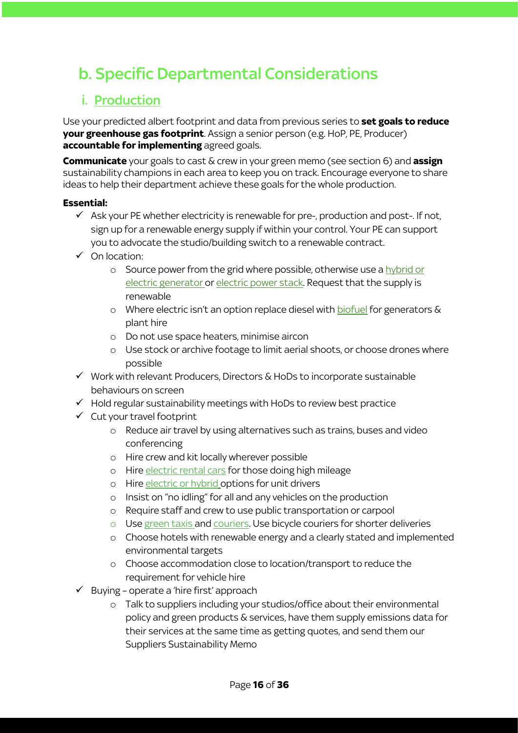## b. Specific Departmental Considerations

### i. Production

Use your predicted albert footprint and data from previous series to **set goals to reduce your greenhouse gas footprint**. Assign a senior person (e.g. HoP, PE, Producer) **accountable for implementing** agreed goals.

**Communicate** your goals to cast & crew in your green memo (see section 6) and **assign** sustainability champions in each area to keep you on track. Encourage everyone to share ideas to help their department achieve these goals for the whole production.

**Essential:**

- ✓ Ask your PE whether electricity is renewable for pre-, production and post-. If not, sign up for a renewable energy supply if within your control. Your PE can support you to advocate the studio/building switch to a renewable contract.
- ✓ On location:
  - Source power from the grid where possible, otherwise use a hybrid or electric generator or electric power stack. Request that the supply is renewable
  - Where electric isn't an option replace diesel with biofuel for generators & plant hire
  - Do not use space heaters, minimise aircon
  - Use stock or archive footage to limit aerial shoots, or choose drones where possible
- ✓ Work with relevant Producers, Directors & HoDs to incorporate sustainable behaviours on screen
- ✓ Hold regular sustainability meetings with HoDs to review best practice
- ✓ Cut your travel footprint
  - Reduce air travel by using alternatives such as trains, buses and video conferencing
  - Hire crew and kit locally wherever possible
  - Hire electric rental cars for those doing high mileage
  - Hire electric or hybrid options for unit drivers
  - Insist on "no idling" for all and any vehicles on the production
  - Require staff and crew to use public transportation or carpool
  - Use green taxis and couriers. Use bicycle couriers for shorter deliveries
  - Choose hotels with renewable energy and a clearly stated and implemented environmental targets
  - Choose accommodation close to location/transport to reduce the requirement for vehicle hire
- ✓ Buying – operate a 'hire first' approach
  - Talk to suppliers including your studios/office about their environmental policy and green products & services, have them supply emissions data for their services at the same time as getting quotes, and send them our Suppliers Sustainability Memo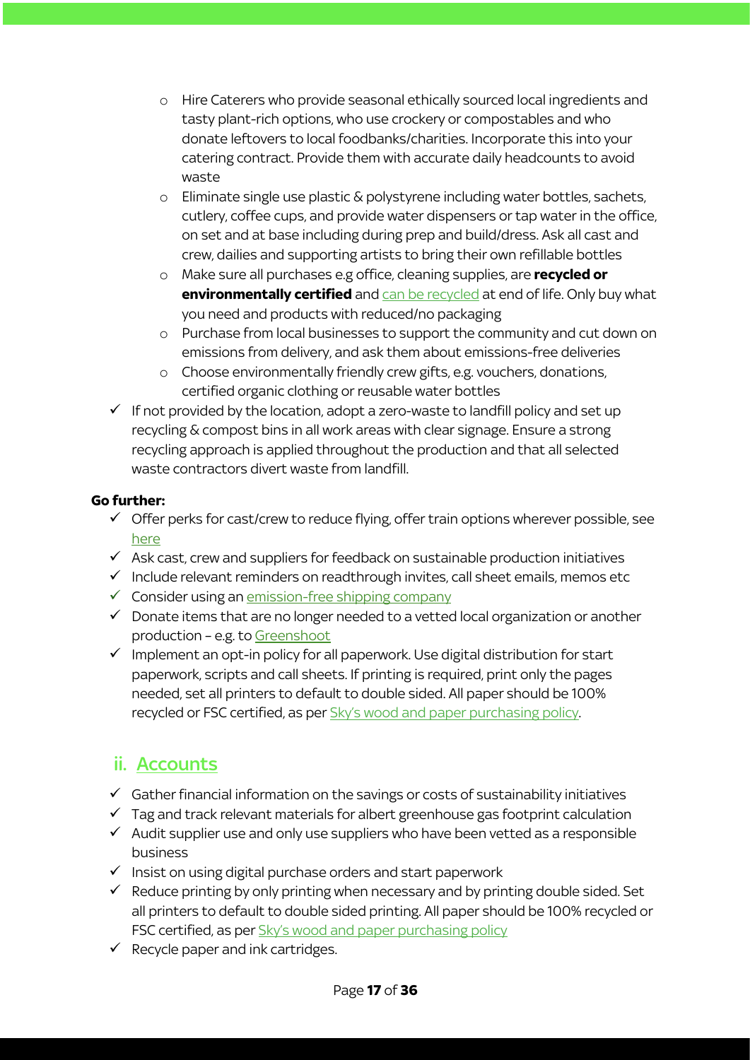- Hire Caterers who provide seasonal ethically sourced local ingredients and tasty plant-rich options, who use crockery or compostables and who donate leftovers to local foodbanks/charities. Incorporate this into your catering contract. Provide them with accurate daily headcounts to avoid waste
- Eliminate single use plastic & polystyrene including water bottles, sachets, cutlery, coffee cups, and provide water dispensers or tap water in the office, on set and at base including during prep and build/dress. Ask all cast and crew, dailies and supporting artists to bring their own refillable bottles
- Make sure all purchases e.g office, cleaning supplies, are **recycled or environmentally certified** and can be recycled at end of life. Only buy what you need and products with reduced/no packaging
- Purchase from local businesses to support the community and cut down on emissions from delivery, and ask them about emissions-free deliveries
- Choose environmentally friendly crew gifts, e.g. vouchers, donations, certified organic clothing or reusable water bottles

✓ If not provided by the location, adopt a zero-waste to landfill policy and set up recycling & compost bins in all work areas with clear signage. Ensure a strong recycling approach is applied throughout the production and that all selected waste contractors divert waste from landfill.

**Go further:**

✓ Offer perks for cast/crew to reduce flying, offer train options wherever possible, see here

✓ Ask cast, crew and suppliers for feedback on sustainable production initiatives

✓ Include relevant reminders on readthrough invites, call sheet emails, memos etc

✓ Consider using an emission-free shipping company

✓ Donate items that are no longer needed to a vetted local organization or another production – e.g. to Greenshoot

✓ Implement an opt-in policy for all paperwork. Use digital distribution for start paperwork, scripts and call sheets. If printing is required, print only the pages needed, set all printers to default to double sided. All paper should be 100% recycled or FSC certified, as per Sky's wood and paper purchasing policy.

## ii. Accounts

✓ Gather financial information on the savings or costs of sustainability initiatives

✓ Tag and track relevant materials for albert greenhouse gas footprint calculation

✓ Audit supplier use and only use suppliers who have been vetted as a responsible business

✓ Insist on using digital purchase orders and start paperwork

✓ Reduce printing by only printing when necessary and by printing double sided. Set all printers to default to double sided printing. All paper should be 100% recycled or FSC certified, as per Sky's wood and paper purchasing policy

✓ Recycle paper and ink cartridges.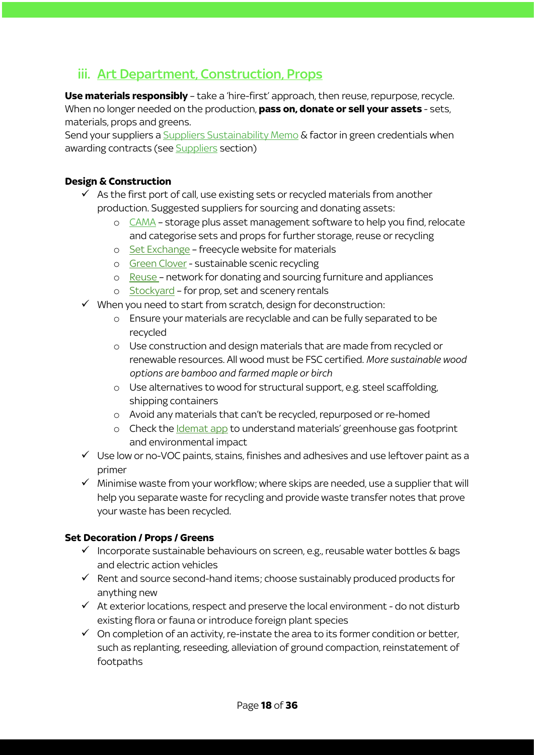### iii. Art Department, Construction, Props

**Use materials responsibly** – take a 'hire-first' approach, then reuse, repurpose, recycle. When no longer needed on the production, **pass on, donate or sell your assets** - sets, materials, props and greens.

Send your suppliers a Suppliers Sustainability Memo & factor in green credentials when awarding contracts (see Suppliers section)

**Design & Construction**

- ✓ As the first port of call, use existing sets or recycled materials from another production. Suggested suppliers for sourcing and donating assets:
  - CAMA – storage plus asset management software to help you find, relocate and categorise sets and props for further storage, reuse or recycling
  - Set Exchange – freecycle website for materials
  - Green Clover - sustainable scenic recycling
  - Reuse – network for donating and sourcing furniture and appliances
  - Stockyard – for prop, set and scenery rentals
- ✓ When you need to start from scratch, design for deconstruction:
  - Ensure your materials are recyclable and can be fully separated to be recycled
  - Use construction and design materials that are made from recycled or renewable resources. All wood must be FSC certified. *More sustainable wood options are bamboo and farmed maple or birch*
  - Use alternatives to wood for structural support, e.g. steel scaffolding, shipping containers
  - Avoid any materials that can't be recycled, repurposed or re-homed
  - Check the Idemat app to understand materials' greenhouse gas footprint and environmental impact
- ✓ Use low or no-VOC paints, stains, finishes and adhesives and use leftover paint as a primer
- ✓ Minimise waste from your workflow; where skips are needed, use a supplier that will help you separate waste for recycling and provide waste transfer notes that prove your waste has been recycled.

**Set Decoration / Props / Greens**

- ✓ Incorporate sustainable behaviours on screen, e.g., reusable water bottles & bags and electric action vehicles
- ✓ Rent and source second-hand items; choose sustainably produced products for anything new
- ✓ At exterior locations, respect and preserve the local environment - do not disturb existing flora or fauna or introduce foreign plant species
- ✓ On completion of an activity, re-instate the area to its former condition or better, such as replanting, reseeding, alleviation of ground compaction, reinstatement of footpaths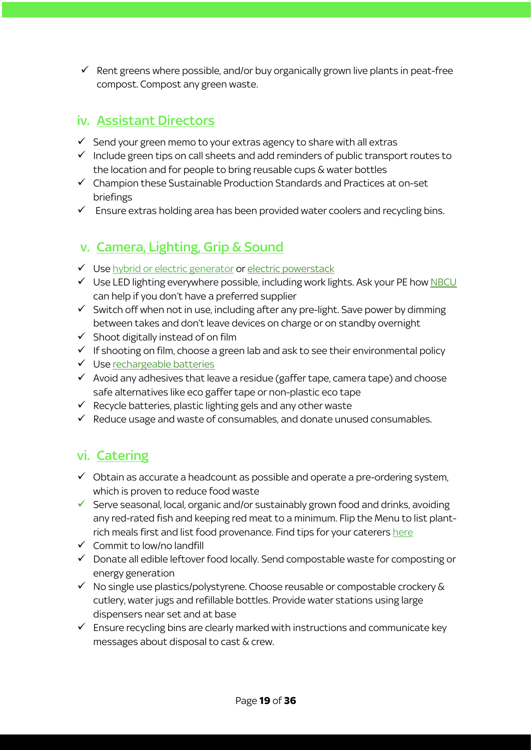- ✓ Rent greens where possible, and/or buy organically grown live plants in peat-free compost. Compost any green waste.

## iv. Assistant Directors

- ✓ Send your green memo to your extras agency to share with all extras
- ✓ Include green tips on call sheets and add reminders of public transport routes to the location and for people to bring reusable cups & water bottles
- ✓ Champion these Sustainable Production Standards and Practices at on-set briefings
- ✓ Ensure extras holding area has been provided water coolers and recycling bins.

## v. Camera, Lighting, Grip & Sound

- ✓ Use hybrid or electric generator or electric powerstack
- ✓ Use LED lighting everywhere possible, including work lights. Ask your PE how NBCU can help if you don't have a preferred supplier
- ✓ Switch off when not in use, including after any pre-light. Save power by dimming between takes and don't leave devices on charge or on standby overnight
- ✓ Shoot digitally instead of on film
- ✓ If shooting on film, choose a green lab and ask to see their environmental policy
- ✓ Use rechargeable batteries
- ✓ Avoid any adhesives that leave a residue (gaffer tape, camera tape) and choose safe alternatives like eco gaffer tape or non-plastic eco tape
- ✓ Recycle batteries, plastic lighting gels and any other waste
- ✓ Reduce usage and waste of consumables, and donate unused consumables.

## vi. Catering

- ✓ Obtain as accurate a headcount as possible and operate a pre-ordering system, which is proven to reduce food waste
- ✓ Serve seasonal, local, organic and/or sustainably grown food and drinks, avoiding any red-rated fish and keeping red meat to a minimum. Flip the Menu to list plant-rich meals first and list food provenance. Find tips for your caterers here
- ✓ Commit to low/no landfill
- ✓ Donate all edible leftover food locally. Send compostable waste for composting or energy generation
- ✓ No single use plastics/polystyrene. Choose reusable or compostable crockery & cutlery, water jugs and refillable bottles. Provide water stations using large dispensers near set and at base
- ✓ Ensure recycling bins are clearly marked with instructions and communicate key messages about disposal to cast & crew.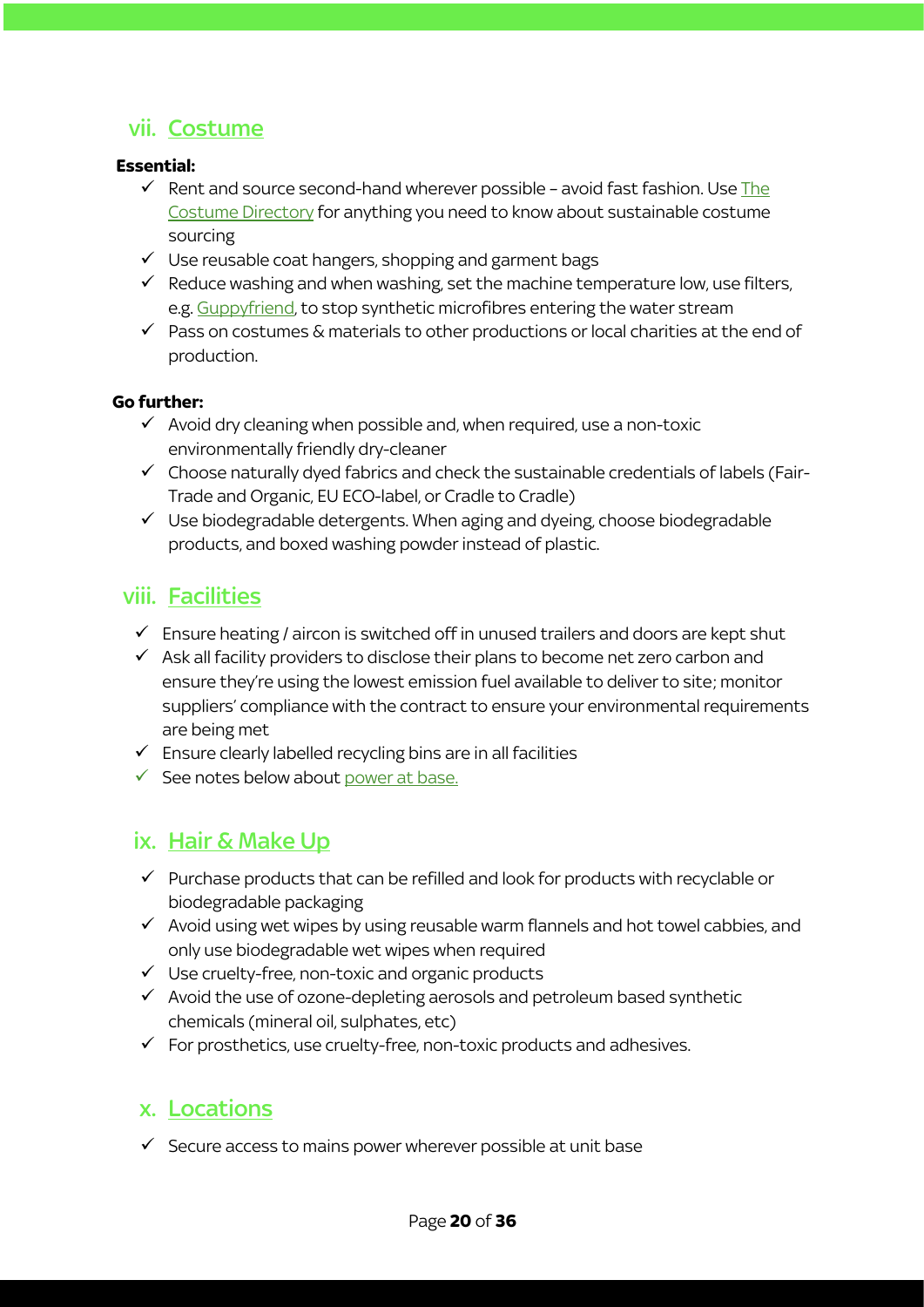## vii. Costume

**Essential:**

- ✓ Rent and source second-hand wherever possible – avoid fast fashion. Use The Costume Directory for anything you need to know about sustainable costume sourcing
- ✓ Use reusable coat hangers, shopping and garment bags
- ✓ Reduce washing and when washing, set the machine temperature low, use filters, e.g. Guppyfriend, to stop synthetic microfibres entering the water stream
- ✓ Pass on costumes & materials to other productions or local charities at the end of production.

**Go further:**

- ✓ Avoid dry cleaning when possible and, when required, use a non-toxic environmentally friendly dry-cleaner
- ✓ Choose naturally dyed fabrics and check the sustainable credentials of labels (Fair-Trade and Organic, EU ECO-label, or Cradle to Cradle)
- ✓ Use biodegradable detergents. When aging and dyeing, choose biodegradable products, and boxed washing powder instead of plastic.

## viii. Facilities

- ✓ Ensure heating / aircon is switched off in unused trailers and doors are kept shut
- ✓ Ask all facility providers to disclose their plans to become net zero carbon and ensure they're using the lowest emission fuel available to deliver to site; monitor suppliers' compliance with the contract to ensure your environmental requirements are being met
- ✓ Ensure clearly labelled recycling bins are in all facilities
- ✓ See notes below about power at base.

## ix. Hair & Make Up

- ✓ Purchase products that can be refilled and look for products with recyclable or biodegradable packaging
- ✓ Avoid using wet wipes by using reusable warm flannels and hot towel cabbies, and only use biodegradable wet wipes when required
- ✓ Use cruelty-free, non-toxic and organic products
- ✓ Avoid the use of ozone-depleting aerosols and petroleum based synthetic chemicals (mineral oil, sulphates, etc)
- ✓ For prosthetics, use cruelty-free, non-toxic products and adhesives.

## x. Locations

- ✓ Secure access to mains power wherever possible at unit base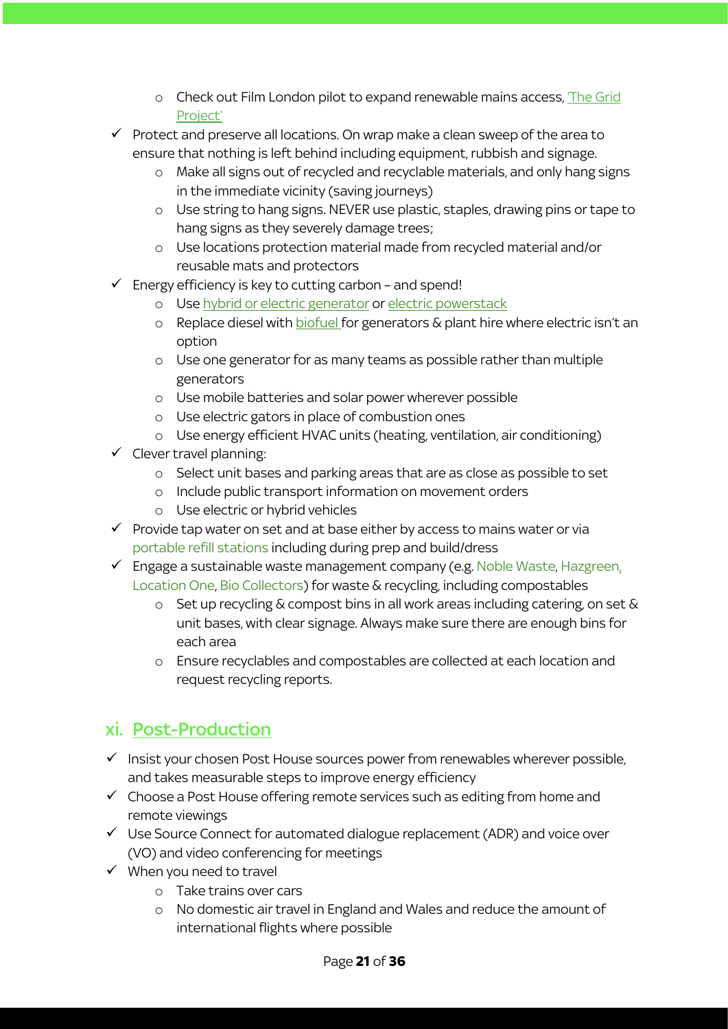- Check out Film London pilot to expand renewable mains access, 'The Grid Project'
- ✓ Protect and preserve all locations. On wrap make a clean sweep of the area to ensure that nothing is left behind including equipment, rubbish and signage.
  - Make all signs out of recycled and recyclable materials, and only hang signs in the immediate vicinity (saving journeys)
  - Use string to hang signs. NEVER use plastic, staples, drawing pins or tape to hang signs as they severely damage trees;
  - Use locations protection material made from recycled material and/or reusable mats and protectors
- ✓ Energy efficiency is key to cutting carbon – and spend!
  - Use hybrid or electric generator or electric powerstack
  - Replace diesel with biofuel for generators & plant hire where electric isn't an option
  - Use one generator for as many teams as possible rather than multiple generators
  - Use mobile batteries and solar power wherever possible
  - Use electric gators in place of combustion ones
  - Use energy efficient HVAC units (heating, ventilation, air conditioning)
- ✓ Clever travel planning:
  - Select unit bases and parking areas that are as close as possible to set
  - Include public transport information on movement orders
  - Use electric or hybrid vehicles
- ✓ Provide tap water on set and at base either by access to mains water or via portable refill stations including during prep and build/dress
- ✓ Engage a sustainable waste management company (e.g. Noble Waste, Hazgreen, Location One, Bio Collectors) for waste & recycling, including compostables
  - Set up recycling & compost bins in all work areas including catering, on set & unit bases, with clear signage. Always make sure there are enough bins for each area
  - Ensure recyclables and compostables are collected at each location and request recycling reports.

## xi. Post-Production

- ✓ Insist your chosen Post House sources power from renewables wherever possible, and takes measurable steps to improve energy efficiency
- ✓ Choose a Post House offering remote services such as editing from home and remote viewings
- ✓ Use Source Connect for automated dialogue replacement (ADR) and voice over (VO) and video conferencing for meetings
- ✓ When you need to travel
  - Take trains over cars
  - No domestic air travel in England and Wales and reduce the amount of international flights where possible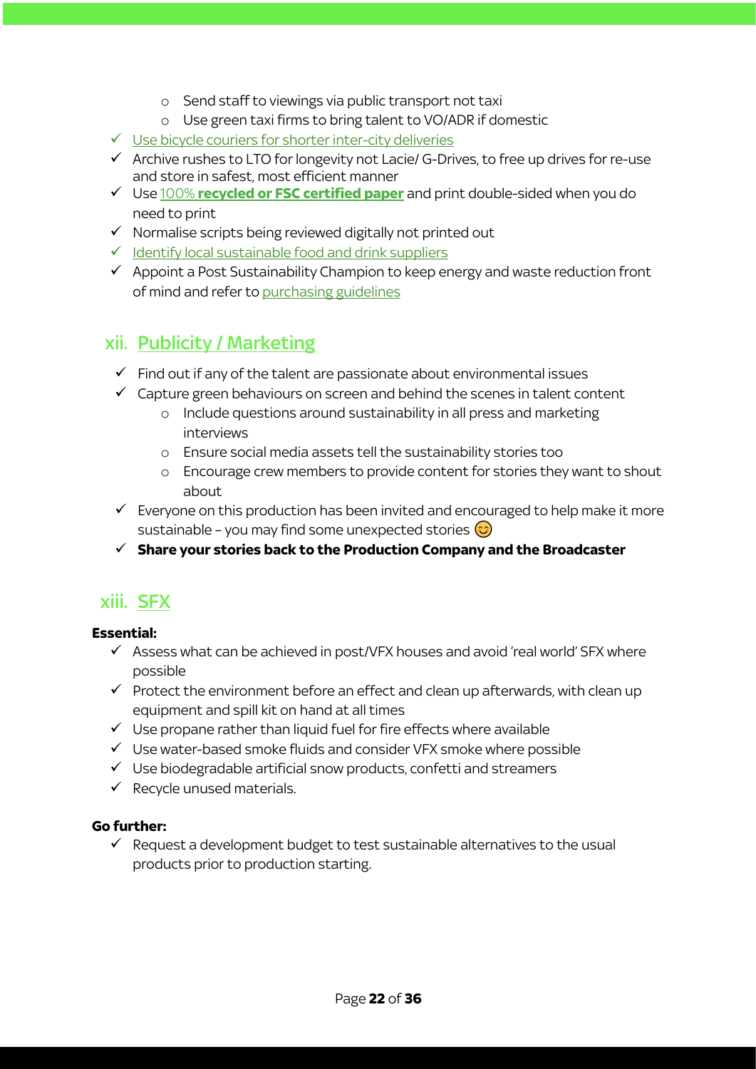- Send staff to viewings via public transport not taxi
- Use green taxi firms to bring talent to VO/ADR if domestic

- ✓ Use bicycle couriers for shorter inter-city deliveries
- ✓ Archive rushes to LTO for longevity not Lacie/ G-Drives, to free up drives for re-use and store in safest, most efficient manner
- ✓ Use 100% **recycled or FSC certified paper** and print double-sided when you do need to print
- ✓ Normalise scripts being reviewed digitally not printed out
- ✓ Identify local sustainable food and drink suppliers
- ✓ Appoint a Post Sustainability Champion to keep energy and waste reduction front of mind and refer to purchasing guidelines

## xii. Publicity / Marketing

- ✓ Find out if any of the talent are passionate about environmental issues
- ✓ Capture green behaviours on screen and behind the scenes in talent content
  - Include questions around sustainability in all press and marketing interviews
  - Ensure social media assets tell the sustainability stories too
  - Encourage crew members to provide content for stories they want to shout about
- ✓ Everyone on this production has been invited and encouraged to help make it more sustainable – you may find some unexpected stories 😊
- ✓ **Share your stories back to the Production Company and the Broadcaster**

## xiii. SFX

**Essential:**

- ✓ Assess what can be achieved in post/VFX houses and avoid 'real world' SFX where possible
- ✓ Protect the environment before an effect and clean up afterwards, with clean up equipment and spill kit on hand at all times
- ✓ Use propane rather than liquid fuel for fire effects where available
- ✓ Use water-based smoke fluids and consider VFX smoke where possible
- ✓ Use biodegradable artificial snow products, confetti and streamers
- ✓ Recycle unused materials.

**Go further:**

- ✓ Request a development budget to test sustainable alternatives to the usual products prior to production starting.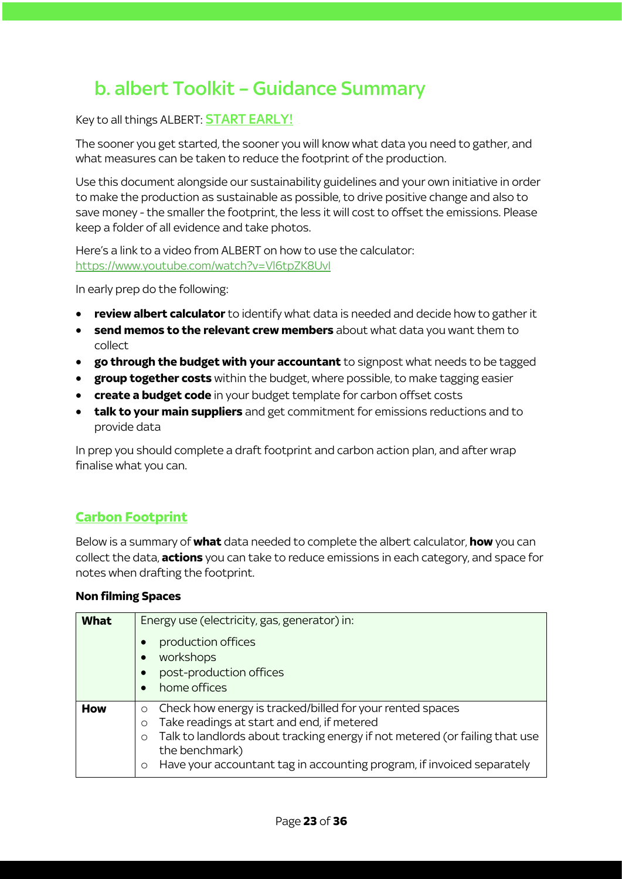## b. albert Toolkit – Guidance Summary

Key to all things ALBERT: **START EARLY!**

The sooner you get started, the sooner you will know what data you need to gather, and what measures can be taken to reduce the footprint of the production.

Use this document alongside our sustainability guidelines and your own initiative in order to make the production as sustainable as possible, to drive positive change and also to save money - the smaller the footprint, the less it will cost to offset the emissions. Please keep a folder of all evidence and take photos.

Here's a link to a video from ALBERT on how to use the calculator: https://www.youtube.com/watch?v=Vl6tpZK8Uvl

In early prep do the following:

- **review albert calculator** to identify what data is needed and decide how to gather it
- **send memos to the relevant crew members** about what data you want them to collect
- **go through the budget with your accountant** to signpost what needs to be tagged
- **group together costs** within the budget, where possible, to make tagging easier
- **create a budget code** in your budget template for carbon offset costs
- **talk to your main suppliers** and get commitment for emissions reductions and to provide data

In prep you should complete a draft footprint and carbon action plan, and after wrap finalise what you can.

### Carbon Footprint

Below is a summary of **what** data needed to complete the albert calculator, **how** you can collect the data, **actions** you can take to reduce emissions in each category, and space for notes when drafting the footprint.

**Non filming Spaces**

| | |
|---|---|
| **What** | Energy use (electricity, gas, generator) in:<br>• production offices<br>• workshops<br>• post-production offices<br>• home offices |
| **How** | ○ Check how energy is tracked/billed for your rented spaces<br>○ Take readings at start and end, if metered<br>○ Talk to landlords about tracking energy if not metered (or failing that use the benchmark)<br>○ Have your accountant tag in accounting program, if invoiced separately |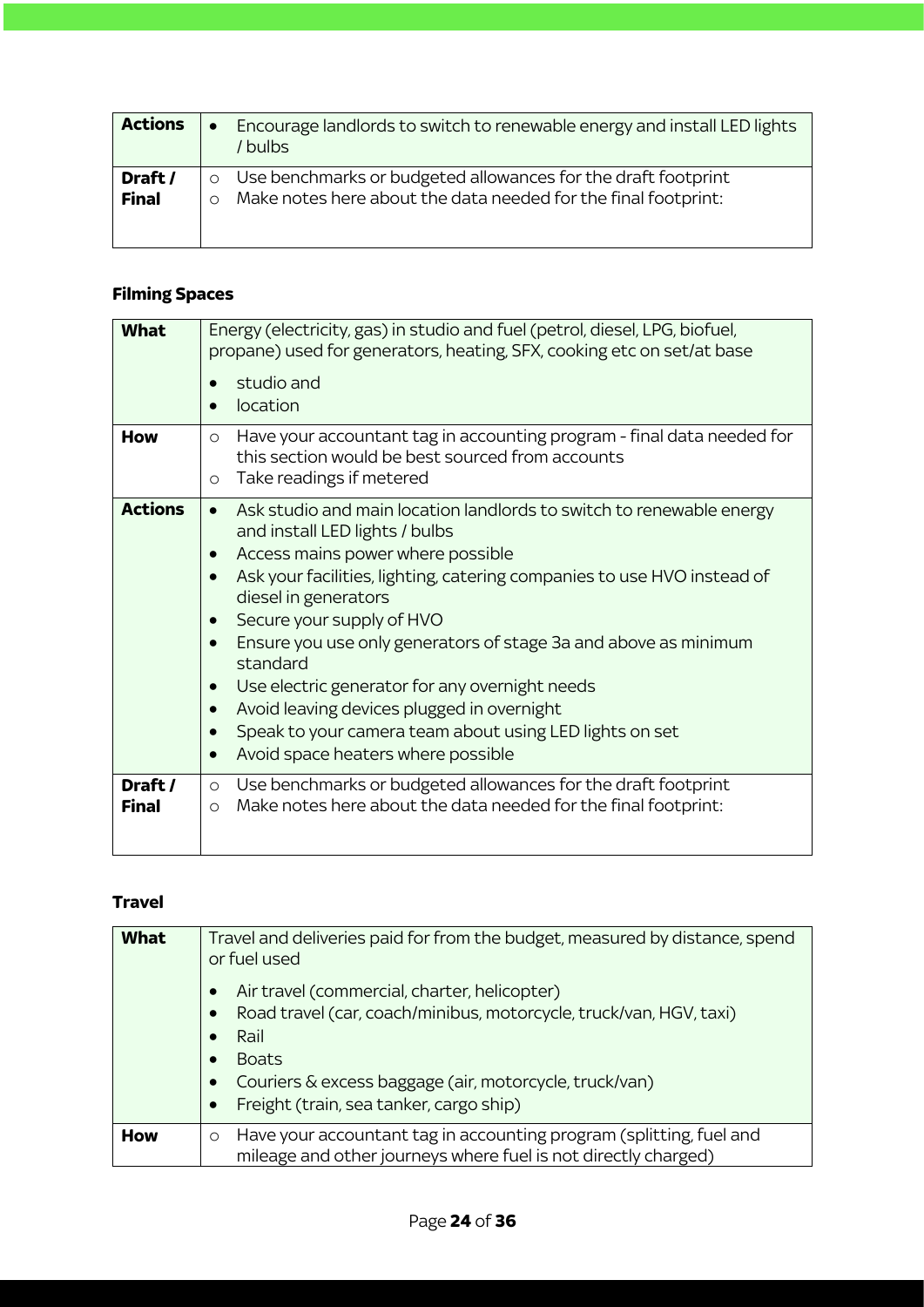| | |
|---|---|
| **Actions** | • Encourage landlords to switch to renewable energy and install LED lights / bulbs |
| **Draft / Final** | ○ Use benchmarks or budgeted allowances for the draft footprint<br>○ Make notes here about the data needed for the final footprint: |

**Filming Spaces**

| | |
|---|---|
| **What** | Energy (electricity, gas) in studio and fuel (petrol, diesel, LPG, biofuel, propane) used for generators, heating, SFX, cooking etc on set/at base<br>• studio and<br>• location |
| **How** | ○ Have your accountant tag in accounting program - final data needed for this section would be best sourced from accounts<br>○ Take readings if metered |
| **Actions** | • Ask studio and main location landlords to switch to renewable energy and install LED lights / bulbs<br>• Access mains power where possible<br>• Ask your facilities, lighting, catering companies to use HVO instead of diesel in generators<br>• Secure your supply of HVO<br>• Ensure you use only generators of stage 3a and above as minimum standard<br>• Use electric generator for any overnight needs<br>• Avoid leaving devices plugged in overnight<br>• Speak to your camera team about using LED lights on set<br>• Avoid space heaters where possible |
| **Draft / Final** | ○ Use benchmarks or budgeted allowances for the draft footprint<br>○ Make notes here about the data needed for the final footprint: |

**Travel**

| | |
|---|---|
| **What** | Travel and deliveries paid for from the budget, measured by distance, spend or fuel used<br>• Air travel (commercial, charter, helicopter)<br>• Road travel (car, coach/minibus, motorcycle, truck/van, HGV, taxi)<br>• Rail<br>• Boats<br>• Couriers & excess baggage (air, motorcycle, truck/van)<br>• Freight (train, sea tanker, cargo ship) |
| **How** | ○ Have your accountant tag in accounting program (splitting, fuel and mileage and other journeys where fuel is not directly charged) |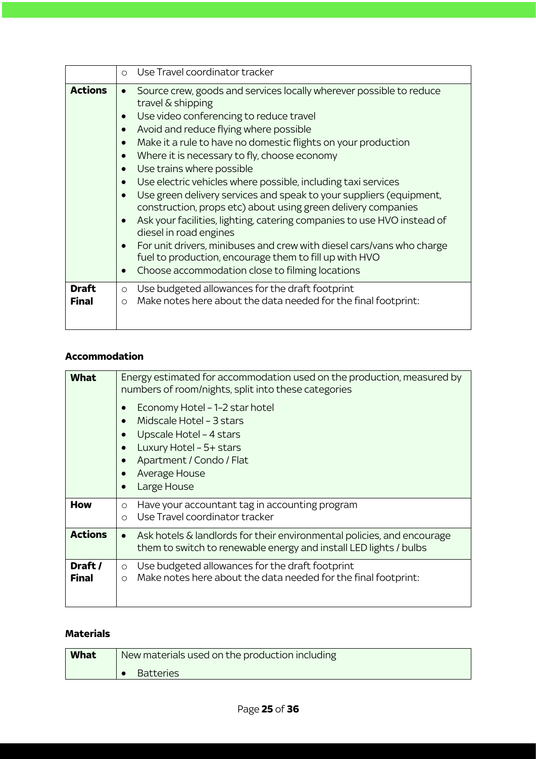| | |
|---|---|
| | ○ Use Travel coordinator tracker |
| **Actions** | • Source crew, goods and services locally wherever possible to reduce travel & shipping<br>• Use video conferencing to reduce travel<br>• Avoid and reduce flying where possible<br>• Make it a rule to have no domestic flights on your production<br>• Where it is necessary to fly, choose economy<br>• Use trains where possible<br>• Use electric vehicles where possible, including taxi services<br>• Use green delivery services and speak to your suppliers (equipment, construction, props etc) about using green delivery companies<br>• Ask your facilities, lighting, catering companies to use HVO instead of diesel in road engines<br>• For unit drivers, minibuses and crew with diesel cars/vans who charge fuel to production, encourage them to fill up with HVO<br>• Choose accommodation close to filming locations |
| **Draft Final** | ○ Use budgeted allowances for the draft footprint<br>○ Make notes here about the data needed for the final footprint: |

**Accommodation**

| | |
|---|---|
| **What** | Energy estimated for accommodation used on the production, measured by numbers of room/nights, split into these categories<br>• Economy Hotel – 1-2 star hotel<br>• Midscale Hotel – 3 stars<br>• Upscale Hotel – 4 stars<br>• Luxury Hotel – 5+ stars<br>• Apartment / Condo / Flat<br>• Average House<br>• Large House |
| **How** | ○ Have your accountant tag in accounting program<br>○ Use Travel coordinator tracker |
| **Actions** | • Ask hotels & landlords for their environmental policies, and encourage them to switch to renewable energy and install LED lights / bulbs |
| **Draft / Final** | ○ Use budgeted allowances for the draft footprint<br>○ Make notes here about the data needed for the final footprint: |

**Materials**

| | |
|---|---|
| **What** | New materials used on the production including<br>• Batteries |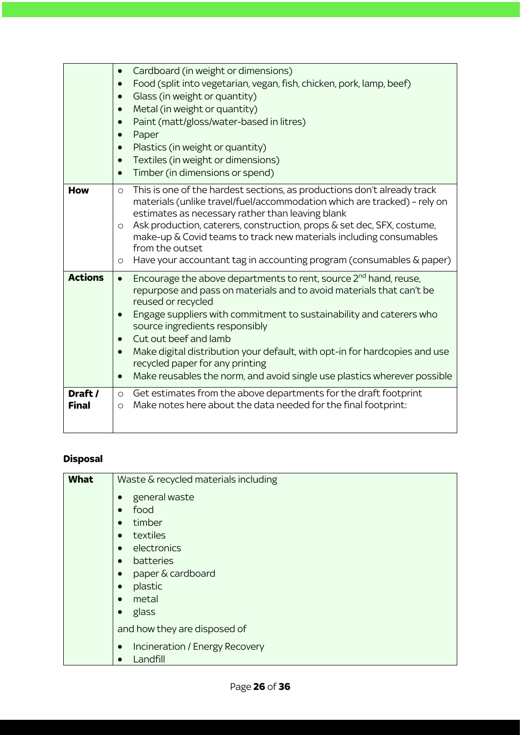| | |
|---|---|
| | • Cardboard (in weight or dimensions)<br>• Food (split into vegetarian, vegan, fish, chicken, pork, lamp, beef)<br>• Glass (in weight or quantity)<br>• Metal (in weight or quantity)<br>• Paint (matt/gloss/water-based in litres)<br>• Paper<br>• Plastics (in weight or quantity)<br>• Textiles (in weight or dimensions)<br>• Timber (in dimensions or spend) |
| **How** | ○ This is one of the hardest sections, as productions don't already track materials (unlike travel/fuel/accommodation which are tracked) – rely on estimates as necessary rather than leaving blank<br>○ Ask production, caterers, construction, props & set dec, SFX, costume, make-up & Covid teams to track new materials including consumables from the outset<br>○ Have your accountant tag in accounting program (consumables & paper) |
| **Actions** | • Encourage the above departments to rent, source 2nd hand, reuse, repurpose and pass on materials and to avoid materials that can't be reused or recycled<br>• Engage suppliers with commitment to sustainability and caterers who source ingredients responsibly<br>• Cut out beef and lamb<br>• Make digital distribution your default, with opt-in for hardcopies and use recycled paper for any printing<br>• Make reusables the norm, and avoid single use plastics wherever possible |
| **Draft / Final** | ○ Get estimates from the above departments for the draft footprint<br>○ Make notes here about the data needed for the final footprint: |

**Disposal**

| | |
|---|---|
| **What** | Waste & recycled materials including<br>• general waste<br>• food<br>• timber<br>• textiles<br>• electronics<br>• batteries<br>• paper & cardboard<br>• plastic<br>• metal<br>• glass<br>and how they are disposed of<br>• Incineration / Energy Recovery<br>• Landfill |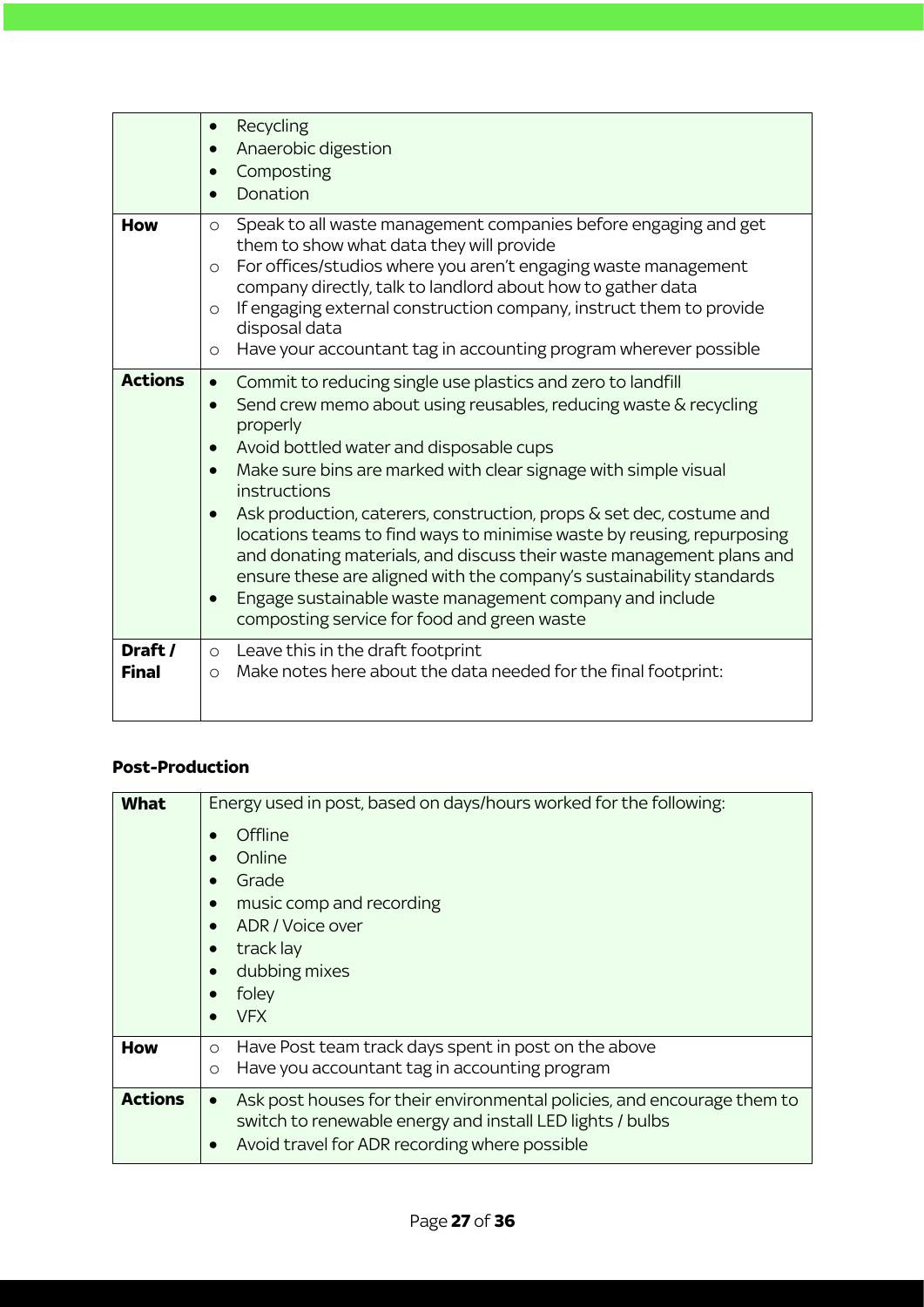| | |
|---|---|
| | • Recycling<br>• Anaerobic digestion<br>• Composting<br>• Donation |
| **How** | ○ Speak to all waste management companies before engaging and get them to show what data they will provide<br>○ For offices/studios where you aren't engaging waste management company directly, talk to landlord about how to gather data<br>○ If engaging external construction company, instruct them to provide disposal data<br>○ Have your accountant tag in accounting program wherever possible |
| **Actions** | • Commit to reducing single use plastics and zero to landfill<br>• Send crew memo about using reusables, reducing waste & recycling properly<br>• Avoid bottled water and disposable cups<br>• Make sure bins are marked with clear signage with simple visual instructions<br>• Ask production, caterers, construction, props & set dec, costume and locations teams to find ways to minimise waste by reusing, repurposing and donating materials, and discuss their waste management plans and ensure these are aligned with the company's sustainability standards<br>• Engage sustainable waste management company and include composting service for food and green waste |
| **Draft / Final** | ○ Leave this in the draft footprint<br>○ Make notes here about the data needed for the final footprint: |

**Post-Production**

| | |
|---|---|
| **What** | Energy used in post, based on days/hours worked for the following:<br>• Offline<br>• Online<br>• Grade<br>• music comp and recording<br>• ADR / Voice over<br>• track lay<br>• dubbing mixes<br>• foley<br>• VFX |
| **How** | ○ Have Post team track days spent in post on the above<br>○ Have you accountant tag in accounting program |
| **Actions** | • Ask post houses for their environmental policies, and encourage them to switch to renewable energy and install LED lights / bulbs<br>• Avoid travel for ADR recording where possible |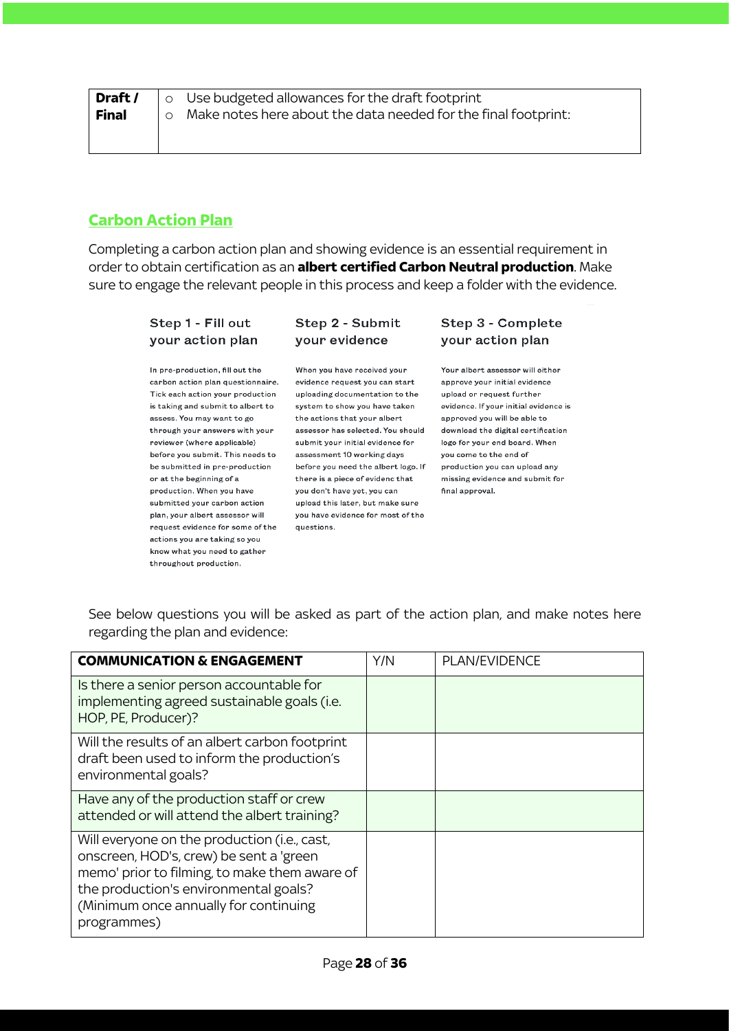| | |
|---|---|
| **Draft / Final** | ○ Use budgeted allowances for the draft footprint<br>○ Make notes here about the data needed for the final footprint: |

## Carbon Action Plan

Completing a carbon action plan and showing evidence is an essential requirement in order to obtain certification as an **albert certified Carbon Neutral production**. Make sure to engage the relevant people in this process and keep a folder with the evidence.

**Step 1 - Fill out your action plan**

In pre-production, fill out the carbon action plan questionnaire. Tick each action your production is taking and submit to albert to assess. You may want to go through your answers with your reviewer (where applicable) before you submit. This needs to be submitted in pre-production or at the beginning of a production. When you have submitted your carbon action plan, your albert assessor will request evidence for some of the actions you are taking so you know what you need to gather throughout production.

**Step 2 - Submit your evidence**

When you have received your evidence request you can start uploading documentation to the system to show you have taken the actions that your albert assessor has selected. You should submit your initial evidence for assessment 10 working days before you need the albert logo. If there is a piece of evidenc that you don't have yet, you can upload this later, but make sure you have evidence for most of the questions.

**Step 3 - Complete your action plan**

Your albert assessor will either approve your initial evidence upload or request further evidence. If your initial evidence is approved you will be able to download the digital certification logo for your end board. When you come to the end of production you can upload any missing evidence and submit for final approval.

See below questions you will be asked as part of the action plan, and make notes here regarding the plan and evidence:

| **COMMUNICATION & ENGAGEMENT** | Y/N | PLAN/EVIDENCE |
|---|---|---|
| Is there a senior person accountable for implementing agreed sustainable goals (i.e. HOP, PE, Producer)? | | |
| Will the results of an albert carbon footprint draft been used to inform the production's environmental goals? | | |
| Have any of the production staff or crew attended or will attend the albert training? | | |
| Will everyone on the production (i.e., cast, onscreen, HOD's, crew) be sent a 'green memo' prior to filming, to make them aware of the production's environmental goals? (Minimum once annually for continuing programmes) | | |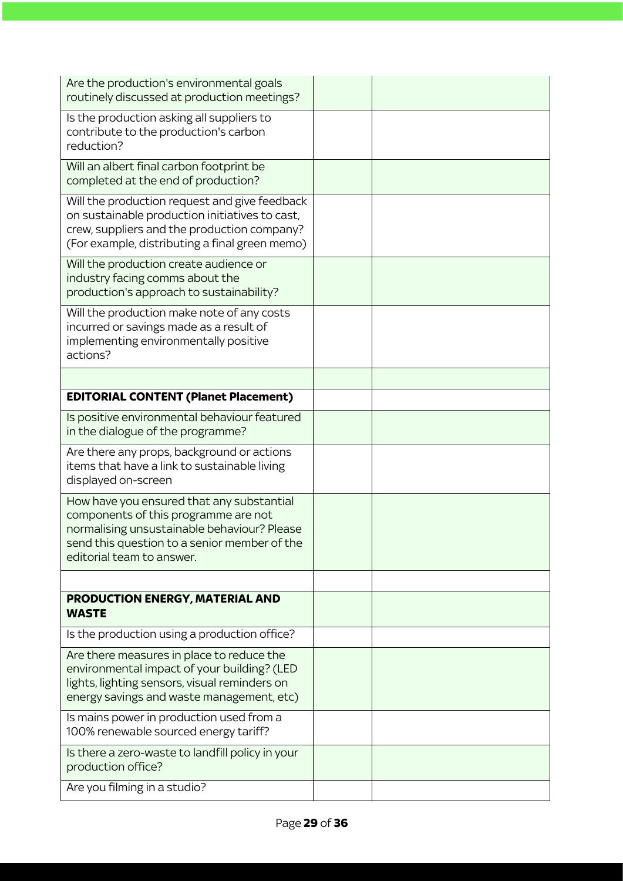| | | |
|---|---|---|
| Are the production's environmental goals routinely discussed at production meetings? | | |
| Is the production asking all suppliers to contribute to the production's carbon reduction? | | |
| Will an albert final carbon footprint be completed at the end of production? | | |
| Will the production request and give feedback on sustainable production initiatives to cast, crew, suppliers and the production company? (For example, distributing a final green memo) | | |
| Will the production create audience or industry facing comms about the production's approach to sustainability? | | |
| Will the production make note of any costs incurred or savings made as a result of implementing environmentally positive actions? | | |
| | | |
| **EDITORIAL CONTENT (Planet Placement)** | | |
| Is positive environmental behaviour featured in the dialogue of the programme? | | |
| Are there any props, background or actions items that have a link to sustainable living displayed on-screen | | |
| How have you ensured that any substantial components of this programme are not normalising unsustainable behaviour? Please send this question to a senior member of the editorial team to answer. | | |
| | | |
| **PRODUCTION ENERGY, MATERIAL AND WASTE** | | |
| Is the production using a production office? | | |
| Are there measures in place to reduce the environmental impact of your building? (LED lights, lighting sensors, visual reminders on energy savings and waste management, etc) | | |
| Is mains power in production used from a 100% renewable sourced energy tariff? | | |
| Is there a zero-waste to landfill policy in your production office? | | |
| Are you filming in a studio? | | |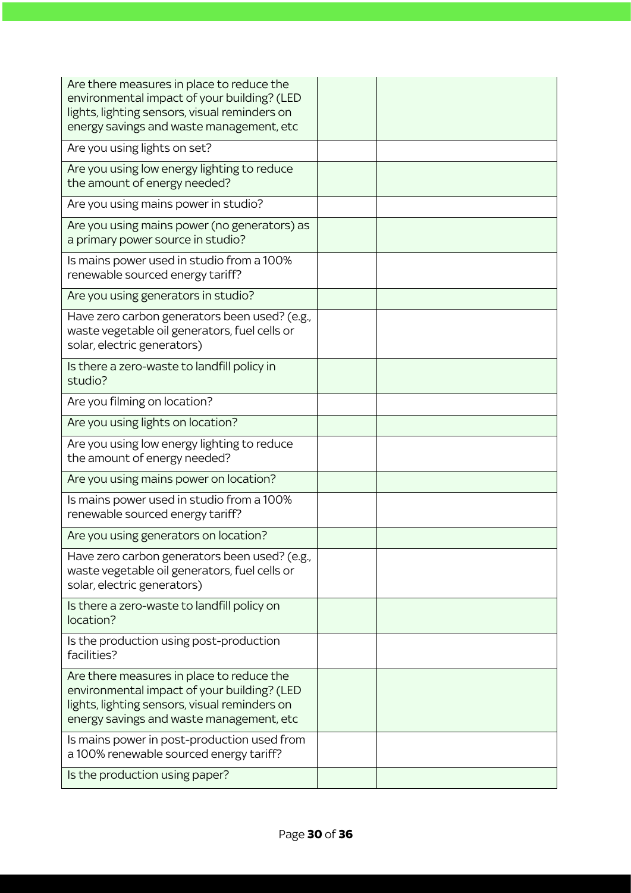| | | |
|---|---|---|
| Are there measures in place to reduce the environmental impact of your building? (LED lights, lighting sensors, visual reminders on energy savings and waste management, etc | | |
| Are you using lights on set? | | |
| Are you using low energy lighting to reduce the amount of energy needed? | | |
| Are you using mains power in studio? | | |
| Are you using mains power (no generators) as a primary power source in studio? | | |
| Is mains power used in studio from a 100% renewable sourced energy tariff? | | |
| Are you using generators in studio? | | |
| Have zero carbon generators been used? (e.g., waste vegetable oil generators, fuel cells or solar, electric generators) | | |
| Is there a zero-waste to landfill policy in studio? | | |
| Are you filming on location? | | |
| Are you using lights on location? | | |
| Are you using low energy lighting to reduce the amount of energy needed? | | |
| Are you using mains power on location? | | |
| Is mains power used in studio from a 100% renewable sourced energy tariff? | | |
| Are you using generators on location? | | |
| Have zero carbon generators been used? (e.g., waste vegetable oil generators, fuel cells or solar, electric generators) | | |
| Is there a zero-waste to landfill policy on location? | | |
| Is the production using post-production facilities? | | |
| Are there measures in place to reduce the environmental impact of your building? (LED lights, lighting sensors, visual reminders on energy savings and waste management, etc | | |
| Is mains power in post-production used from a 100% renewable sourced energy tariff? | | |
| Is the production using paper? | | |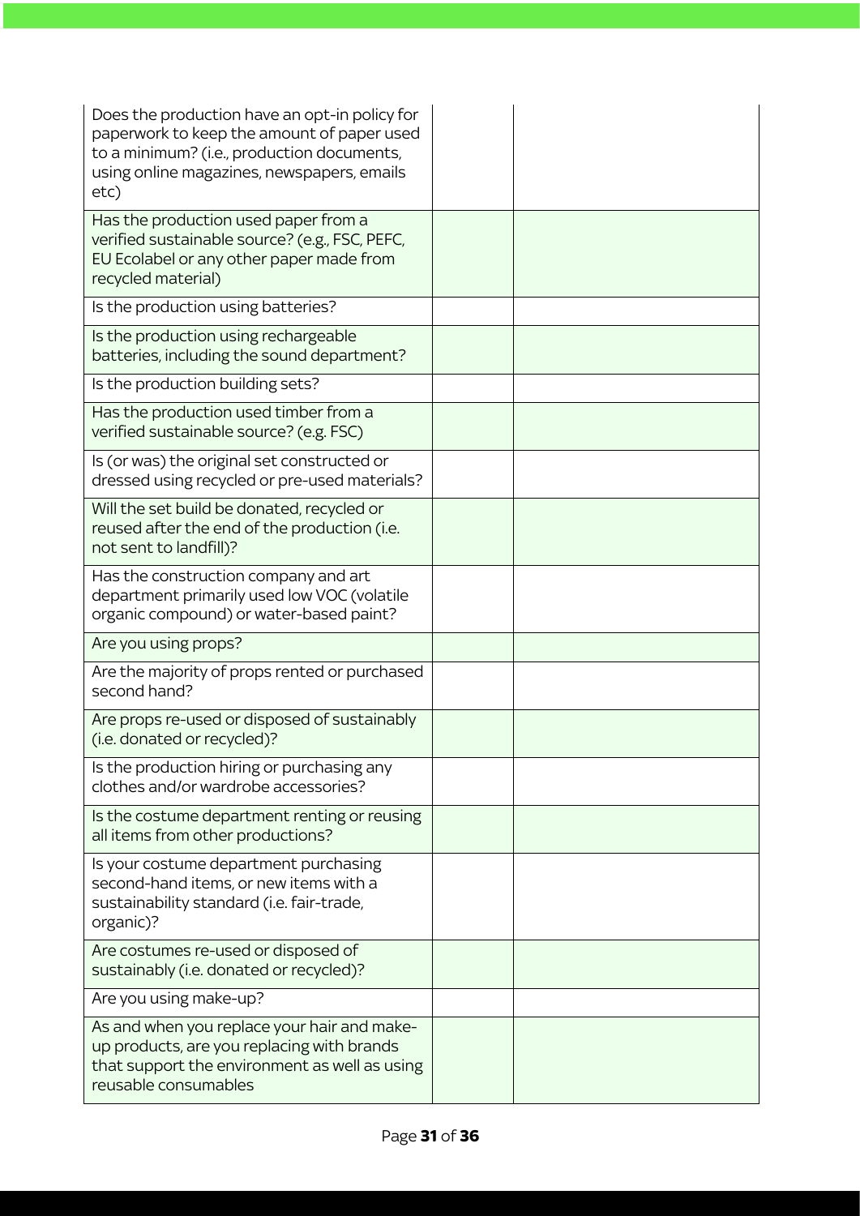| | | |
|---|---|---|
| Does the production have an opt-in policy for paperwork to keep the amount of paper used to a minimum? (i.e., production documents, using online magazines, newspapers, emails etc) | | |
| Has the production used paper from a verified sustainable source? (e.g., FSC, PEFC, EU Ecolabel or any other paper made from recycled material) | | |
| Is the production using batteries? | | |
| Is the production using rechargeable batteries, including the sound department? | | |
| Is the production building sets? | | |
| Has the production used timber from a verified sustainable source? (e.g. FSC) | | |
| Is (or was) the original set constructed or dressed using recycled or pre-used materials? | | |
| Will the set build be donated, recycled or reused after the end of the production (i.e. not sent to landfill)? | | |
| Has the construction company and art department primarily used low VOC (volatile organic compound) or water-based paint? | | |
| Are you using props? | | |
| Are the majority of props rented or purchased second hand? | | |
| Are props re-used or disposed of sustainably (i.e. donated or recycled)? | | |
| Is the production hiring or purchasing any clothes and/or wardrobe accessories? | | |
| Is the costume department renting or reusing all items from other productions? | | |
| Is your costume department purchasing second-hand items, or new items with a sustainability standard (i.e. fair-trade, organic)? | | |
| Are costumes re-used or disposed of sustainably (i.e. donated or recycled)? | | |
| Are you using make-up? | | |
| As and when you replace your hair and make-up products, are you replacing with brands that support the environment as well as using reusable consumables | | |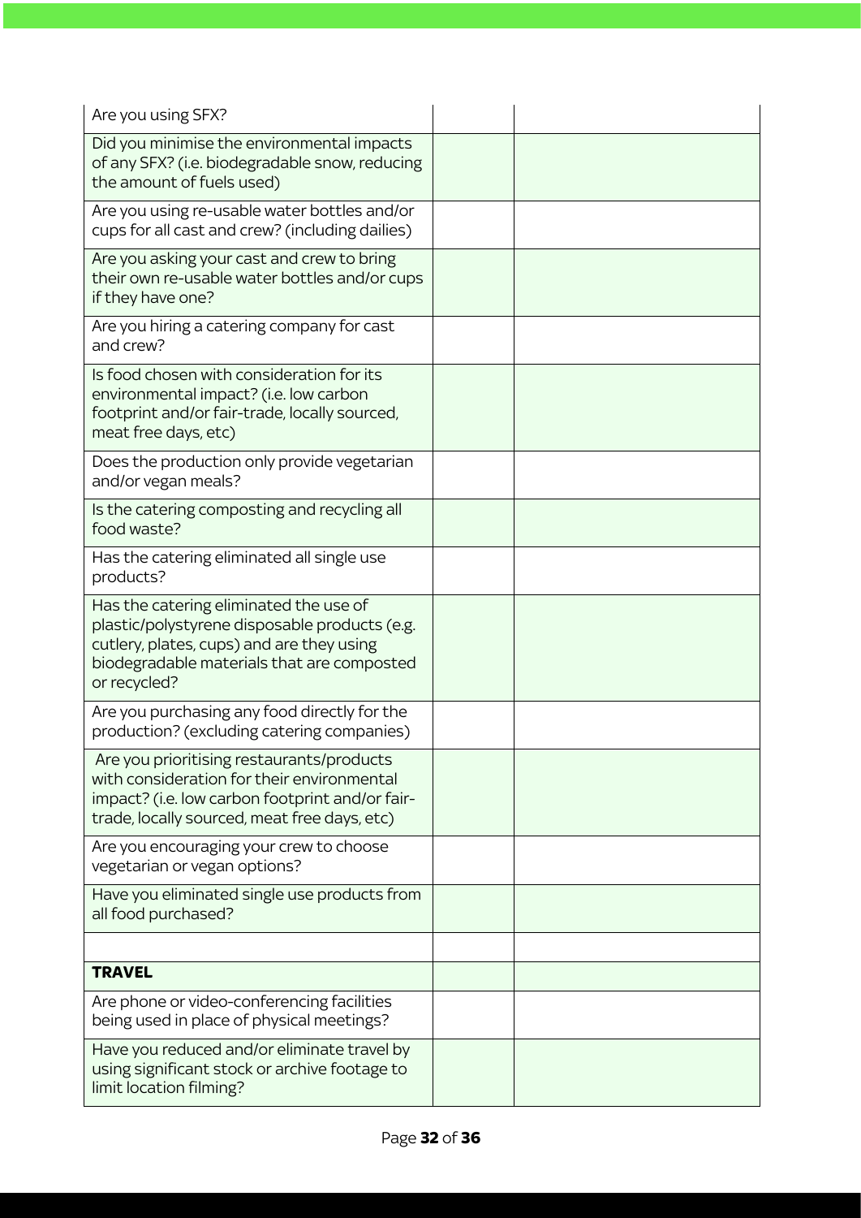| | | |
|---|---|---|
| Are you using SFX? | | |
| Did you minimise the environmental impacts of any SFX? (i.e. biodegradable snow, reducing the amount of fuels used) | | |
| Are you using re-usable water bottles and/or cups for all cast and crew? (including dailies) | | |
| Are you asking your cast and crew to bring their own re-usable water bottles and/or cups if they have one? | | |
| Are you hiring a catering company for cast and crew? | | |
| Is food chosen with consideration for its environmental impact? (i.e. low carbon footprint and/or fair-trade, locally sourced, meat free days, etc) | | |
| Does the production only provide vegetarian and/or vegan meals? | | |
| Is the catering composting and recycling all food waste? | | |
| Has the catering eliminated all single use products? | | |
| Has the catering eliminated the use of plastic/polystyrene disposable products (e.g. cutlery, plates, cups) and are they using biodegradable materials that are composted or recycled? | | |
| Are you purchasing any food directly for the production? (excluding catering companies) | | |
| Are you prioritising restaurants/products with consideration for their environmental impact? (i.e. low carbon footprint and/or fair-trade, locally sourced, meat free days, etc) | | |
| Are you encouraging your crew to choose vegetarian or vegan options? | | |
| Have you eliminated single use products from all food purchased? | | |
| | | |
| **TRAVEL** | | |
| Are phone or video-conferencing facilities being used in place of physical meetings? | | |
| Have you reduced and/or eliminate travel by using significant stock or archive footage to limit location filming? | | |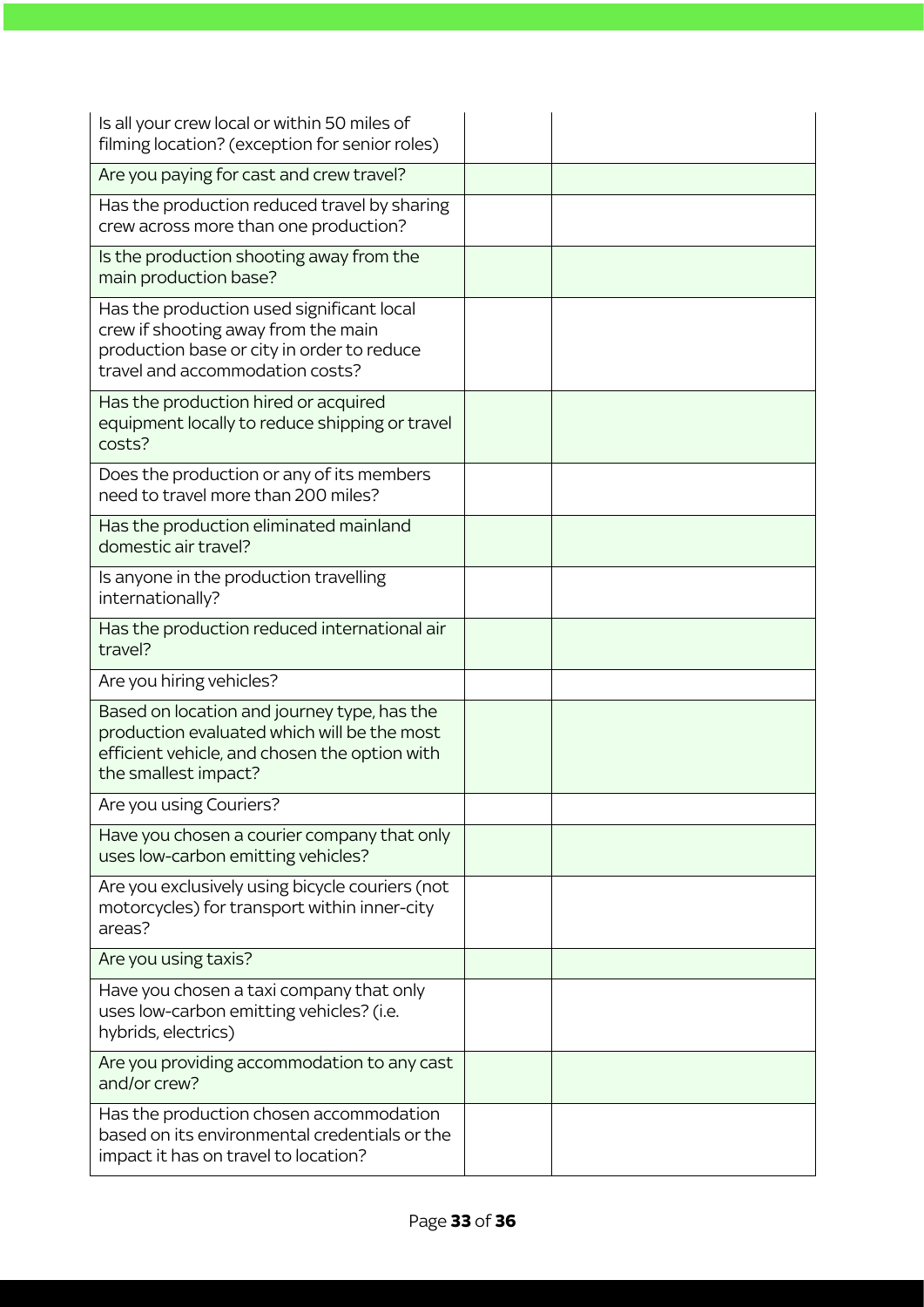| | | |
|---|---|---|
| Is all your crew local or within 50 miles of filming location? (exception for senior roles) | | |
| Are you paying for cast and crew travel? | | |
| Has the production reduced travel by sharing crew across more than one production? | | |
| Is the production shooting away from the main production base? | | |
| Has the production used significant local crew if shooting away from the main production base or city in order to reduce travel and accommodation costs? | | |
| Has the production hired or acquired equipment locally to reduce shipping or travel costs? | | |
| Does the production or any of its members need to travel more than 200 miles? | | |
| Has the production eliminated mainland domestic air travel? | | |
| Is anyone in the production travelling internationally? | | |
| Has the production reduced international air travel? | | |
| Are you hiring vehicles? | | |
| Based on location and journey type, has the production evaluated which will be the most efficient vehicle, and chosen the option with the smallest impact? | | |
| Are you using Couriers? | | |
| Have you chosen a courier company that only uses low-carbon emitting vehicles? | | |
| Are you exclusively using bicycle couriers (not motorcycles) for transport within inner-city areas? | | |
| Are you using taxis? | | |
| Have you chosen a taxi company that only uses low-carbon emitting vehicles? (i.e. hybrids, electrics) | | |
| Are you providing accommodation to any cast and/or crew? | | |
| Has the production chosen accommodation based on its environmental credentials or the impact it has on travel to location? | | |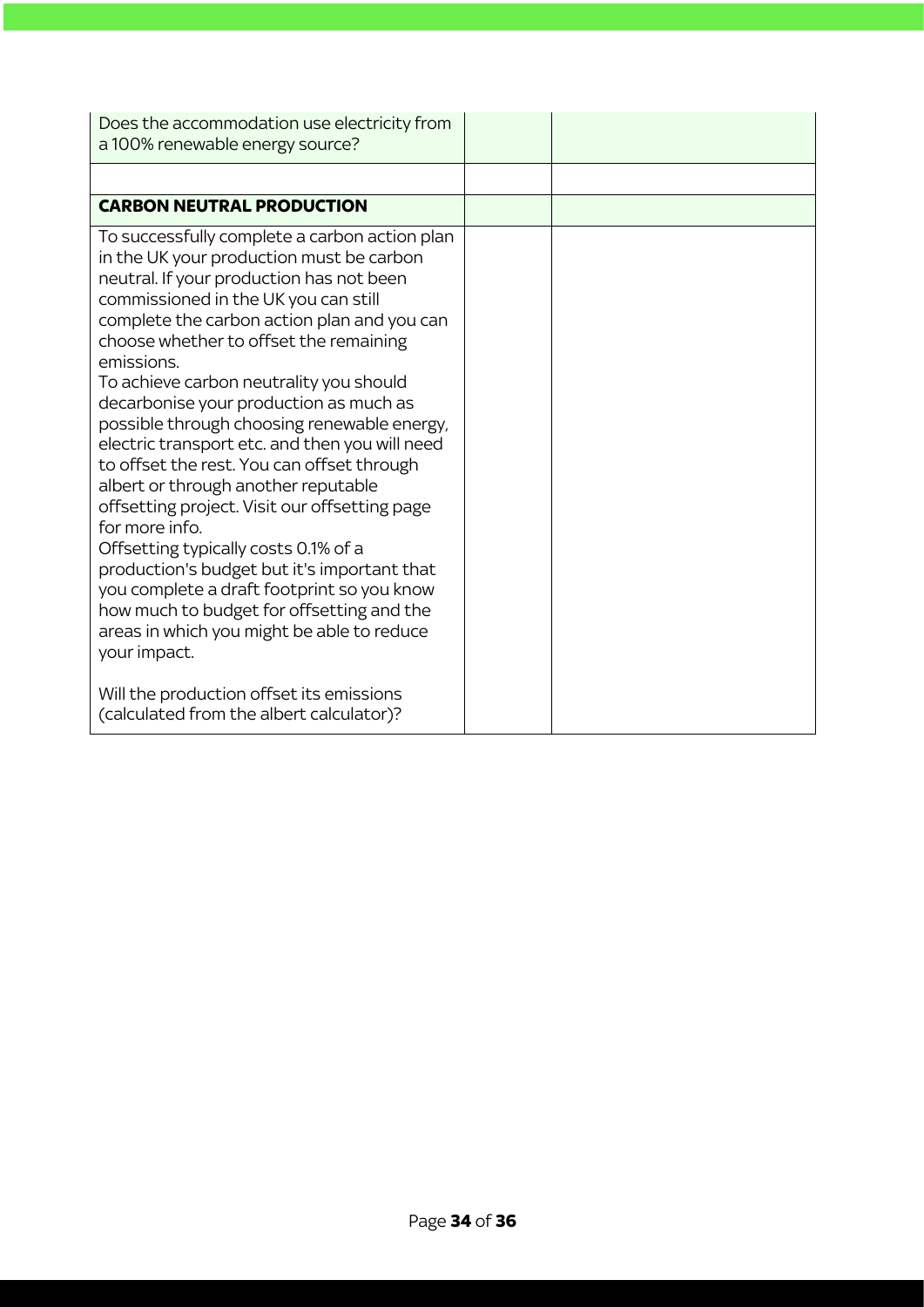| | | |
|---|---|---|
| Does the accommodation use electricity from a 100% renewable energy source? | | |
| | | |
| **CARBON NEUTRAL PRODUCTION** | | |
| To successfully complete a carbon action plan in the UK your production must be carbon neutral. If your production has not been commissioned in the UK you can still complete the carbon action plan and you can choose whether to offset the remaining emissions.<br>To achieve carbon neutrality you should decarbonise your production as much as possible through choosing renewable energy, electric transport etc. and then you will need to offset the rest. You can offset through albert or through another reputable offsetting project. Visit our offsetting page for more info.<br>Offsetting typically costs 0.1% of a production's budget but it's important that you complete a draft footprint so you know how much to budget for offsetting and the areas in which you might be able to reduce your impact.<br><br>Will the production offset its emissions (calculated from the albert calculator)? | | |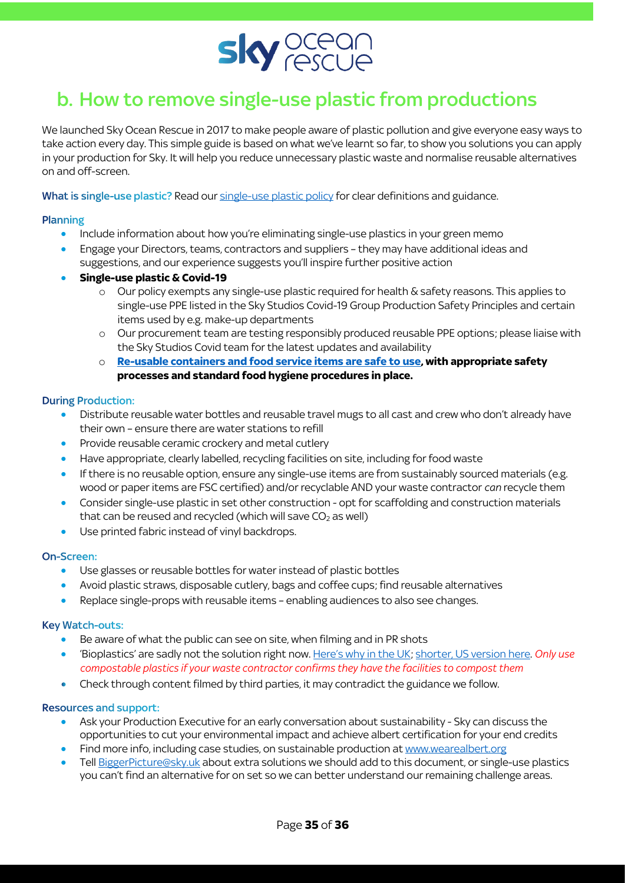## b. How to remove single-use plastic from productions

We launched Sky Ocean Rescue in 2017 to make people aware of plastic pollution and give everyone easy ways to take action every day. This simple guide is based on what we've learnt so far, to show you solutions you can apply in your production for Sky. It will help you reduce unnecessary plastic waste and normalise reusable alternatives on and off-screen.

**What is single-use plastic?** Read our single-use plastic policy for clear definitions and guidance.

**Planning**

- Include information about how you're eliminating single-use plastics in your green memo
- Engage your Directors, teams, contractors and suppliers – they may have additional ideas and suggestions, and our experience suggests you'll inspire further positive action
- **Single-use plastic & Covid-19**
  - Our policy exempts any single-use plastic required for health & safety reasons. This applies to single-use PPE listed in the Sky Studios Covid-19 Group Production Safety Principles and certain items used by e.g. make-up departments
  - Our procurement team are testing responsibly produced reusable PPE options; please liaise with the Sky Studios Covid team for the latest updates and availability
  - **Re-usable containers and food service items are safe to use, with appropriate safety processes and standard food hygiene procedures in place.**

**During Production:**

- Distribute reusable water bottles and reusable travel mugs to all cast and crew who don't already have their own – ensure there are water stations to refill
- Provide reusable ceramic crockery and metal cutlery
- Have appropriate, clearly labelled, recycling facilities on site, including for food waste
- If there is no reusable option, ensure any single-use items are from sustainably sourced materials (e.g. wood or paper items are FSC certified) and/or recyclable AND your waste contractor *can* recycle them
- Consider single-use plastic in set other construction - opt for scaffolding and construction materials that can be reused and recycled (which will save $CO_2$ as well)
- Use printed fabric instead of vinyl backdrops.

**On-Screen:**

- Use glasses or reusable bottles for water instead of plastic bottles
- Avoid plastic straws, disposable cutlery, bags and coffee cups; find reusable alternatives
- Replace single-props with reusable items – enabling audiences to also see changes.

**Key Watch-outs:**

- Be aware of what the public can see on site, when filming and in PR shots
- 'Bioplastics' are sadly not the solution right now. Here's why in the UK; shorter, US version here. *Only use compostable plastics if your waste contractor confirms they have the facilities to compost them*
- Check through content filmed by third parties, it may contradict the guidance we follow.

**Resources and support:**

- Ask your Production Executive for an early conversation about sustainability - Sky can discuss the opportunities to cut your environmental impact and achieve albert certification for your end credits
- Find more info, including case studies, on sustainable production at www.wearealbert.org
- Tell BiggerPicture@sky.uk about extra solutions we should add to this document, or single-use plastics you can't find an alternative for on set so we can better understand our remaining challenge areas.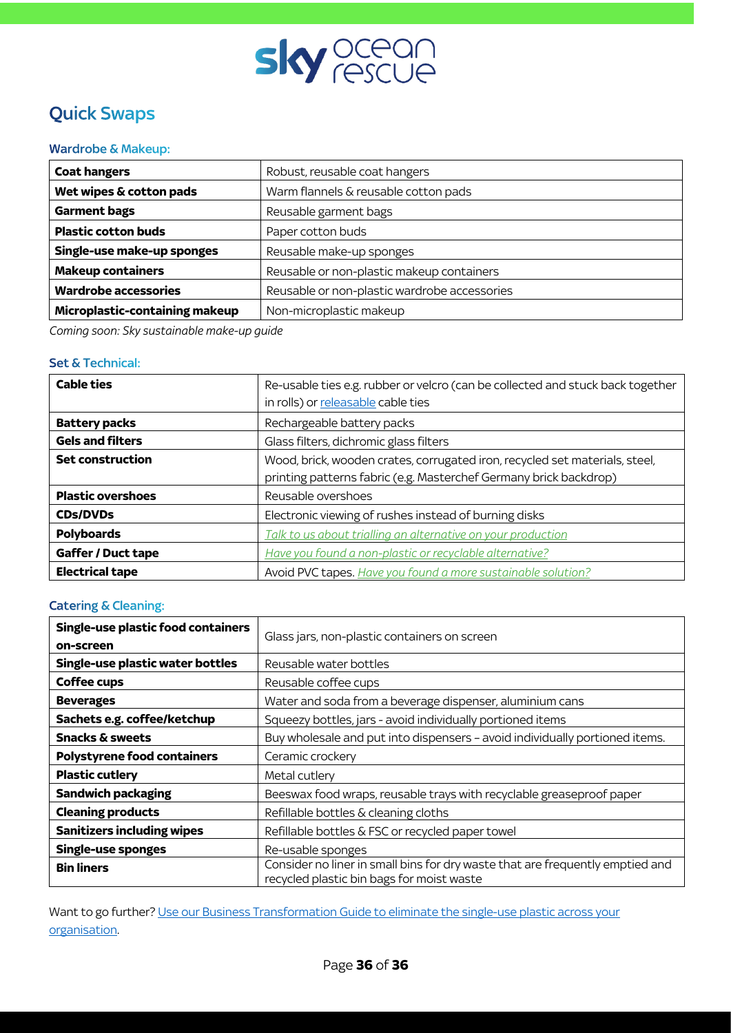## Quick Swaps

### Wardrobe & Makeup:

| | |
|---|---|
| **Coat hangers** | Robust, reusable coat hangers |
| **Wet wipes & cotton pads** | Warm flannels & reusable cotton pads |
| **Garment bags** | Reusable garment bags |
| **Plastic cotton buds** | Paper cotton buds |
| **Single-use make-up sponges** | Reusable make-up sponges |
| **Makeup containers** | Reusable or non-plastic makeup containers |
| **Wardrobe accessories** | Reusable or non-plastic wardrobe accessories |
| **Microplastic-containing makeup** | Non-microplastic makeup |

*Coming soon: Sky sustainable make-up guide*

### Set & Technical:

| | |
|---|---|
| **Cable ties** | Re-usable ties e.g. rubber or velcro (can be collected and stuck back together in rolls) or releasable cable ties |
| **Battery packs** | Rechargeable battery packs |
| **Gels and filters** | Glass filters, dichromic glass filters |
| **Set construction** | Wood, brick, wooden crates, corrugated iron, recycled set materials, steel, printing patterns fabric (e.g. Masterchef Germany brick backdrop) |
| **Plastic overshoes** | Reusable overshoes |
| **CDs/DVDs** | Electronic viewing of rushes instead of burning disks |
| **Polyboards** | *Talk to us about trialling an alternative on your production* |
| **Gaffer / Duct tape** | *Have you found a non-plastic or recyclable alternative?* |
| **Electrical tape** | Avoid PVC tapes. *Have you found a more sustainable solution?* |

### Catering & Cleaning:

| | |
|---|---|
| **Single-use plastic food containers on-screen** | Glass jars, non-plastic containers on screen |
| **Single-use plastic water bottles** | Reusable water bottles |
| **Coffee cups** | Reusable coffee cups |
| **Beverages** | Water and soda from a beverage dispenser, aluminium cans |
| **Sachets e.g. coffee/ketchup** | Squeezy bottles, jars - avoid individually portioned items |
| **Snacks & sweets** | Buy wholesale and put into dispensers – avoid individually portioned items. |
| **Polystyrene food containers** | Ceramic crockery |
| **Plastic cutlery** | Metal cutlery |
| **Sandwich packaging** | Beeswax food wraps, reusable trays with recyclable greaseproof paper |
| **Cleaning products** | Refillable bottles & cleaning cloths |
| **Sanitizers including wipes** | Refillable bottles & FSC or recycled paper towel |
| **Single-use sponges** | Re-usable sponges |
| **Bin liners** | Consider no liner in small bins for dry waste that are frequently emptied and recycled plastic bin bags for moist waste |

Want to go further? Use our Business Transformation Guide to eliminate the single-use plastic across your organisation.